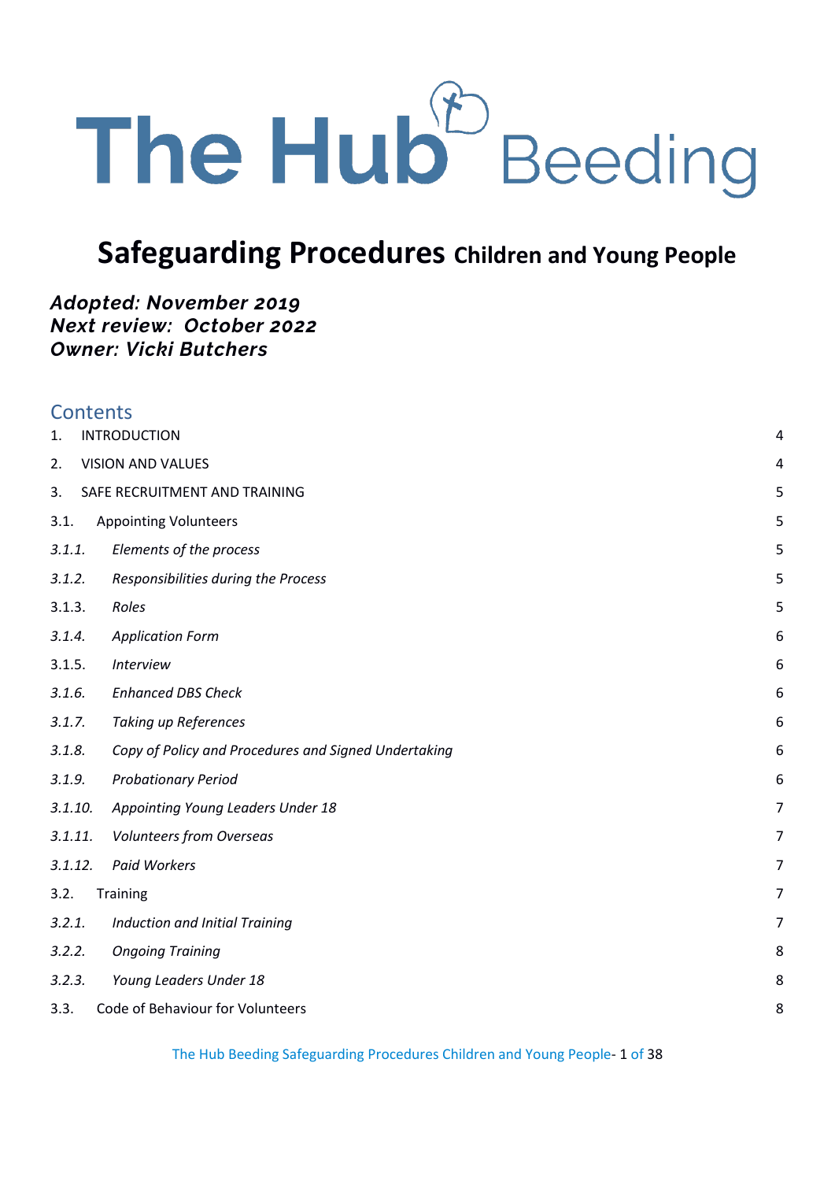# The Hub Beeding

## Safeguarding Procedures Children and Young People

***Adopted: November 2019***
***Next review: October 2022***
***Owner: Vicki Butchers***

## Contents

| | | |
|---|---|---|
| 1. | INTRODUCTION | 4 |
| 2. | VISION AND VALUES | 4 |
| 3. | SAFE RECRUITMENT AND TRAINING | 5 |
| 3.1. | Appointing Volunteers | 5 |
| *3.1.1.* | *Elements of the process* | 5 |
| *3.1.2.* | *Responsibilities during the Process* | 5 |
| 3.1.3. | *Roles* | 5 |
| *3.1.4.* | *Application Form* | 6 |
| 3.1.5. | *Interview* | 6 |
| *3.1.6.* | *Enhanced DBS Check* | 6 |
| *3.1.7.* | *Taking up References* | 6 |
| *3.1.8.* | *Copy of Policy and Procedures and Signed Undertaking* | 6 |
| *3.1.9.* | *Probationary Period* | 6 |
| *3.1.10.* | *Appointing Young Leaders Under 18* | 7 |
| *3.1.11.* | *Volunteers from Overseas* | 7 |
| *3.1.12.* | *Paid Workers* | 7 |
| 3.2. | Training | 7 |
| *3.2.1.* | *Induction and Initial Training* | 7 |
| *3.2.2.* | *Ongoing Training* | 8 |
| *3.2.3.* | *Young Leaders Under 18* | 8 |
| 3.3. | Code of Behaviour for Volunteers | 8 |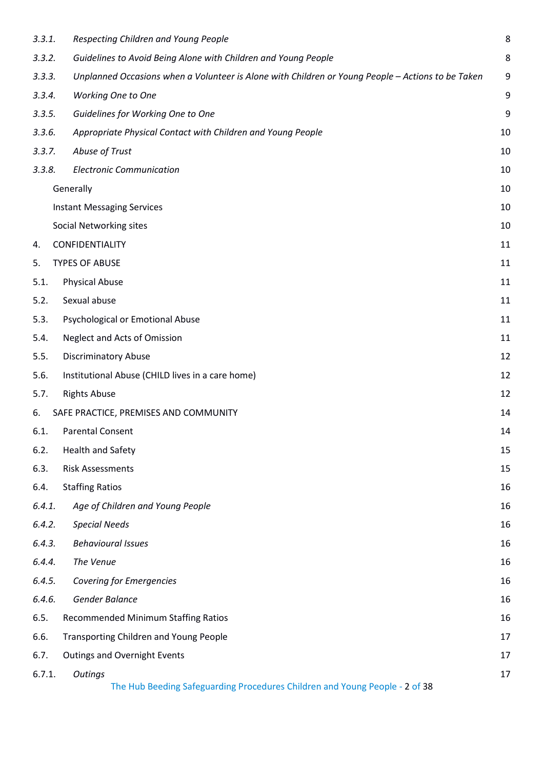| | | |
|---|---|---|
| *3.3.1.* | *Respecting Children and Young People* | 8 |
| *3.3.2.* | *Guidelines to Avoid Being Alone with Children and Young People* | 8 |
| *3.3.3.* | *Unplanned Occasions when a Volunteer is Alone with Children or Young People – Actions to be Taken* | 9 |
| *3.3.4.* | *Working One to One* | 9 |
| *3.3.5.* | *Guidelines for Working One to One* | 9 |
| *3.3.6.* | *Appropriate Physical Contact with Children and Young People* | 10 |
| *3.3.7.* | *Abuse of Trust* | 10 |
| *3.3.8.* | *Electronic Communication* | 10 |
| | Generally | 10 |
| | Instant Messaging Services | 10 |
| | Social Networking sites | 10 |
| 4. | CONFIDENTIALITY | 11 |
| 5. | TYPES OF ABUSE | 11 |
| 5.1. | Physical Abuse | 11 |
| 5.2. | Sexual abuse | 11 |
| 5.3. | Psychological or Emotional Abuse | 11 |
| 5.4. | Neglect and Acts of Omission | 11 |
| 5.5. | Discriminatory Abuse | 12 |
| 5.6. | Institutional Abuse (CHILD lives in a care home) | 12 |
| 5.7. | Rights Abuse | 12 |
| 6. | SAFE PRACTICE, PREMISES AND COMMUNITY | 14 |
| 6.1. | Parental Consent | 14 |
| 6.2. | Health and Safety | 15 |
| 6.3. | Risk Assessments | 15 |
| 6.4. | Staffing Ratios | 16 |
| *6.4.1.* | *Age of Children and Young People* | 16 |
| *6.4.2.* | *Special Needs* | 16 |
| *6.4.3.* | *Behavioural Issues* | 16 |
| *6.4.4.* | *The Venue* | 16 |
| *6.4.5.* | *Covering for Emergencies* | 16 |
| *6.4.6.* | *Gender Balance* | 16 |
| 6.5. | Recommended Minimum Staffing Ratios | 16 |
| 6.6. | Transporting Children and Young People | 17 |
| 6.7. | Outings and Overnight Events | 17 |
| 6.7.1. | *Outings* | 17 |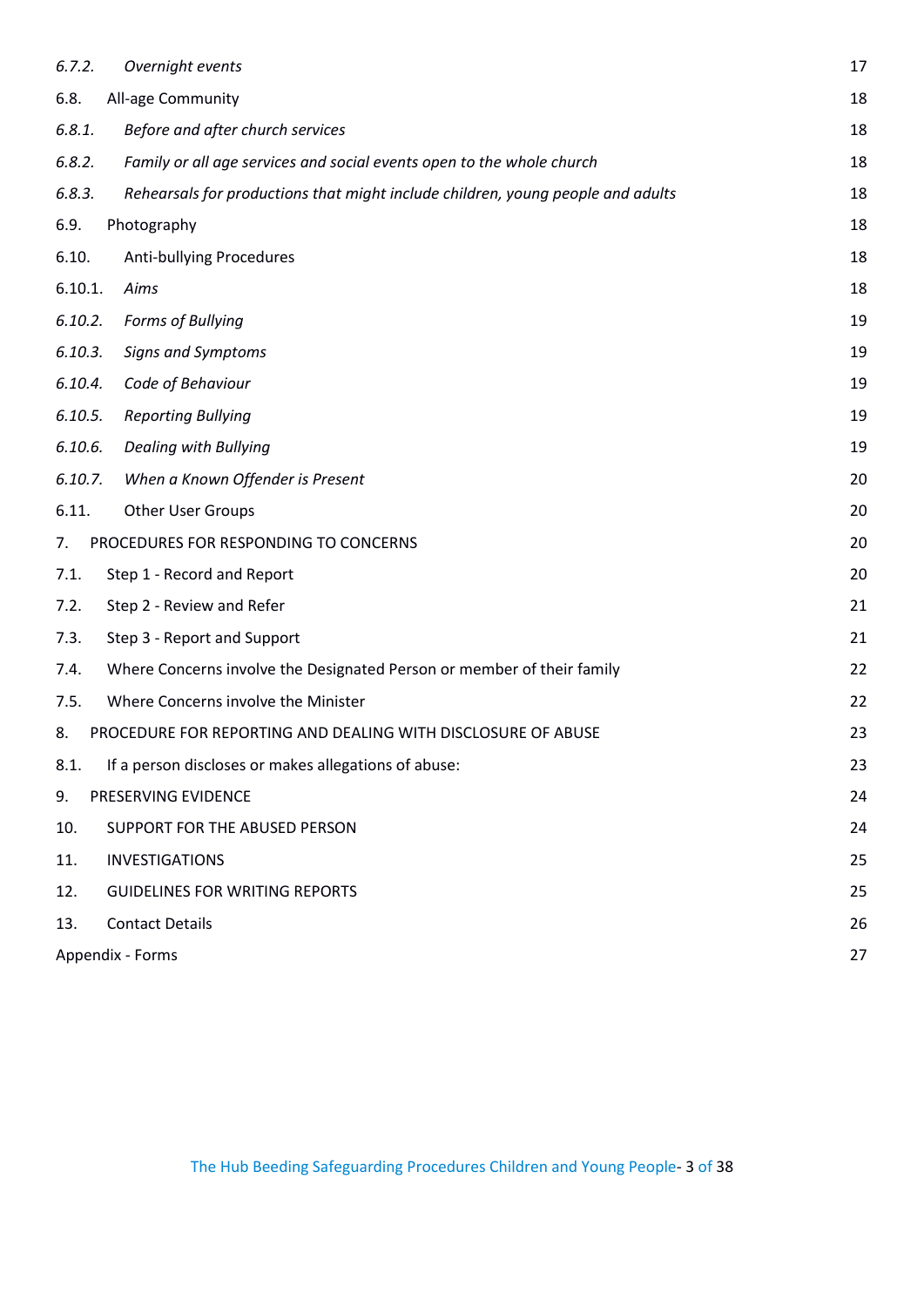| | | |
|---|---|---|
| *6.7.2.* | *Overnight events* | 17 |
| 6.8. | All-age Community | 18 |
| *6.8.1.* | *Before and after church services* | 18 |
| *6.8.2.* | *Family or all age services and social events open to the whole church* | 18 |
| *6.8.3.* | *Rehearsals for productions that might include children, young people and adults* | 18 |
| 6.9. | Photography | 18 |
| 6.10. | Anti-bullying Procedures | 18 |
| 6.10.1. | *Aims* | 18 |
| *6.10.2.* | *Forms of Bullying* | 19 |
| *6.10.3.* | *Signs and Symptoms* | 19 |
| *6.10.4.* | *Code of Behaviour* | 19 |
| *6.10.5.* | *Reporting Bullying* | 19 |
| *6.10.6.* | *Dealing with Bullying* | 19 |
| *6.10.7.* | *When a Known Offender is Present* | 20 |
| 6.11. | Other User Groups | 20 |
| 7. | PROCEDURES FOR RESPONDING TO CONCERNS | 20 |
| 7.1. | Step 1 - Record and Report | 20 |
| 7.2. | Step 2 - Review and Refer | 21 |
| 7.3. | Step 3 - Report and Support | 21 |
| 7.4. | Where Concerns involve the Designated Person or member of their family | 22 |
| 7.5. | Where Concerns involve the Minister | 22 |
| 8. | PROCEDURE FOR REPORTING AND DEALING WITH DISCLOSURE OF ABUSE | 23 |
| 8.1. | If a person discloses or makes allegations of abuse: | 23 |
| 9. | PRESERVING EVIDENCE | 24 |
| 10. | SUPPORT FOR THE ABUSED PERSON | 24 |
| 11. | INVESTIGATIONS | 25 |
| 12. | GUIDELINES FOR WRITING REPORTS | 25 |
| 13. | Contact Details | 26 |
| Appendix - Forms | | 27 |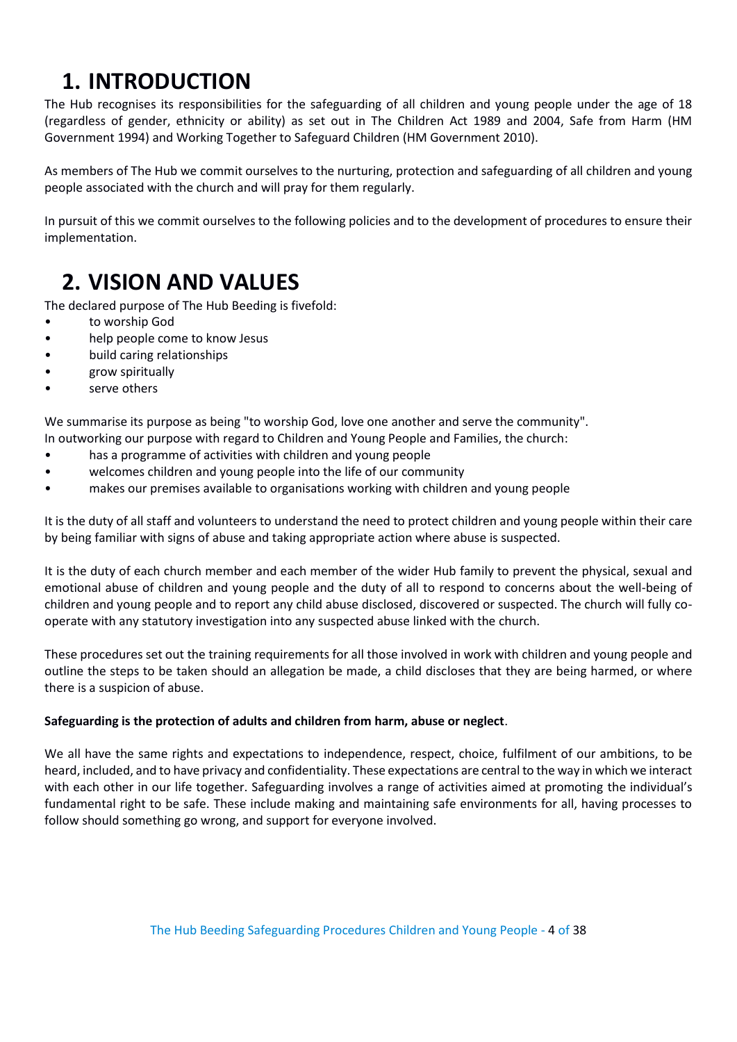# 1. INTRODUCTION

The Hub recognises its responsibilities for the safeguarding of all children and young people under the age of 18 (regardless of gender, ethnicity or ability) as set out in The Children Act 1989 and 2004, Safe from Harm (HM Government 1994) and Working Together to Safeguard Children (HM Government 2010).

As members of The Hub we commit ourselves to the nurturing, protection and safeguarding of all children and young people associated with the church and will pray for them regularly.

In pursuit of this we commit ourselves to the following policies and to the development of procedures to ensure their implementation.

# 2. VISION AND VALUES

The declared purpose of The Hub Beeding is fivefold:

- to worship God
- help people come to know Jesus
- build caring relationships
- grow spiritually
- serve others

We summarise its purpose as being "to worship God, love one another and serve the community".
In outworking our purpose with regard to Children and Young People and Families, the church:

- has a programme of activities with children and young people
- welcomes children and young people into the life of our community
- makes our premises available to organisations working with children and young people

It is the duty of all staff and volunteers to understand the need to protect children and young people within their care by being familiar with signs of abuse and taking appropriate action where abuse is suspected.

It is the duty of each church member and each member of the wider Hub family to prevent the physical, sexual and emotional abuse of children and young people and the duty of all to respond to concerns about the well-being of children and young people and to report any child abuse disclosed, discovered or suspected. The church will fully co-operate with any statutory investigation into any suspected abuse linked with the church.

These procedures set out the training requirements for all those involved in work with children and young people and outline the steps to be taken should an allegation be made, a child discloses that they are being harmed, or where there is a suspicion of abuse.

**Safeguarding is the protection of adults and children from harm, abuse or neglect**.

We all have the same rights and expectations to independence, respect, choice, fulfilment of our ambitions, to be heard, included, and to have privacy and confidentiality. These expectations are central to the way in which we interact with each other in our life together. Safeguarding involves a range of activities aimed at promoting the individual's fundamental right to be safe. These include making and maintaining safe environments for all, having processes to follow should something go wrong, and support for everyone involved.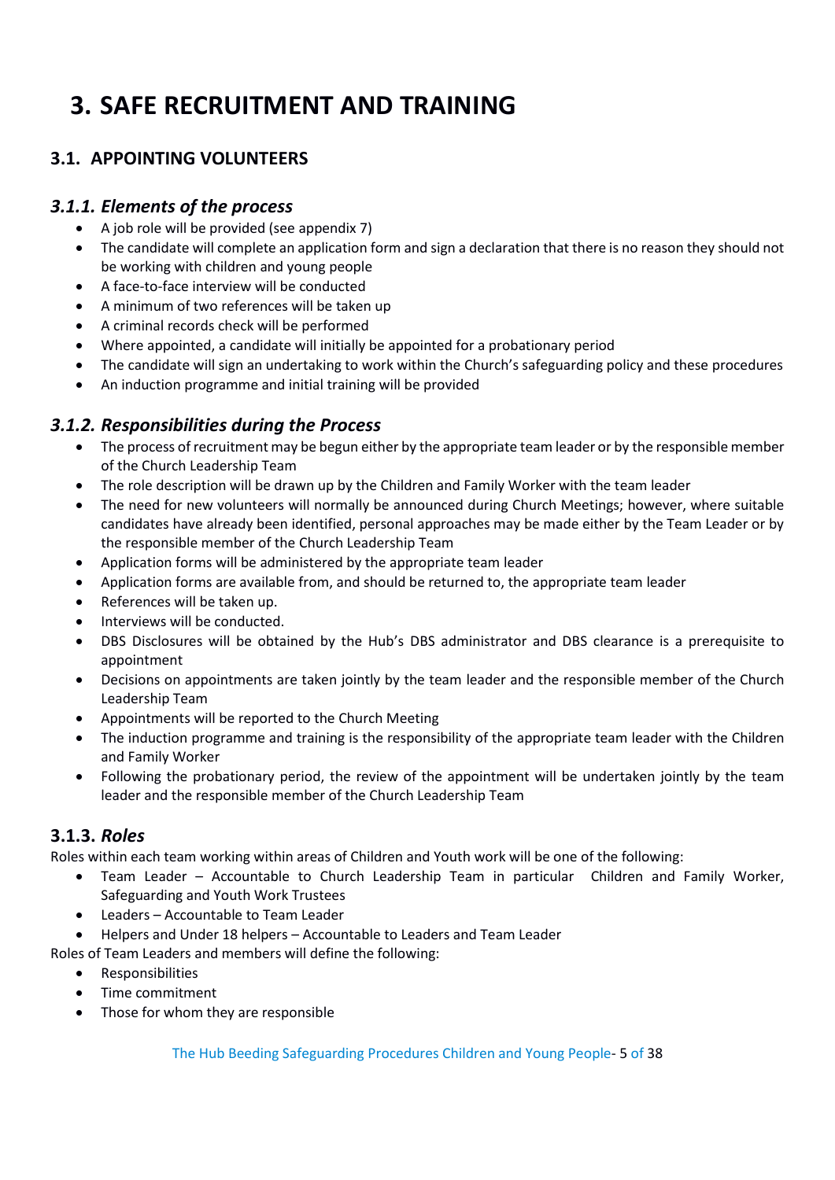# 3. SAFE RECRUITMENT AND TRAINING

## 3.1. APPOINTING VOLUNTEERS

### *3.1.1. Elements of the process*

- A job role will be provided (see appendix 7)
- The candidate will complete an application form and sign a declaration that there is no reason they should not be working with children and young people
- A face-to-face interview will be conducted
- A minimum of two references will be taken up
- A criminal records check will be performed
- Where appointed, a candidate will initially be appointed for a probationary period
- The candidate will sign an undertaking to work within the Church's safeguarding policy and these procedures
- An induction programme and initial training will be provided

### *3.1.2. Responsibilities during the Process*

- The process of recruitment may be begun either by the appropriate team leader or by the responsible member of the Church Leadership Team
- The role description will be drawn up by the Children and Family Worker with the team leader
- The need for new volunteers will normally be announced during Church Meetings; however, where suitable candidates have already been identified, personal approaches may be made either by the Team Leader or by the responsible member of the Church Leadership Team
- Application forms will be administered by the appropriate team leader
- Application forms are available from, and should be returned to, the appropriate team leader
- References will be taken up.
- Interviews will be conducted.
- DBS Disclosures will be obtained by the Hub's DBS administrator and DBS clearance is a prerequisite to appointment
- Decisions on appointments are taken jointly by the team leader and the responsible member of the Church Leadership Team
- Appointments will be reported to the Church Meeting
- The induction programme and training is the responsibility of the appropriate team leader with the Children and Family Worker
- Following the probationary period, the review of the appointment will be undertaken jointly by the team leader and the responsible member of the Church Leadership Team

### 3.1.3. *Roles*

Roles within each team working within areas of Children and Youth work will be one of the following:

- Team Leader – Accountable to Church Leadership Team in particular Children and Family Worker, Safeguarding and Youth Work Trustees
- Leaders – Accountable to Team Leader
- Helpers and Under 18 helpers – Accountable to Leaders and Team Leader

Roles of Team Leaders and members will define the following:

- Responsibilities
- Time commitment
- Those for whom they are responsible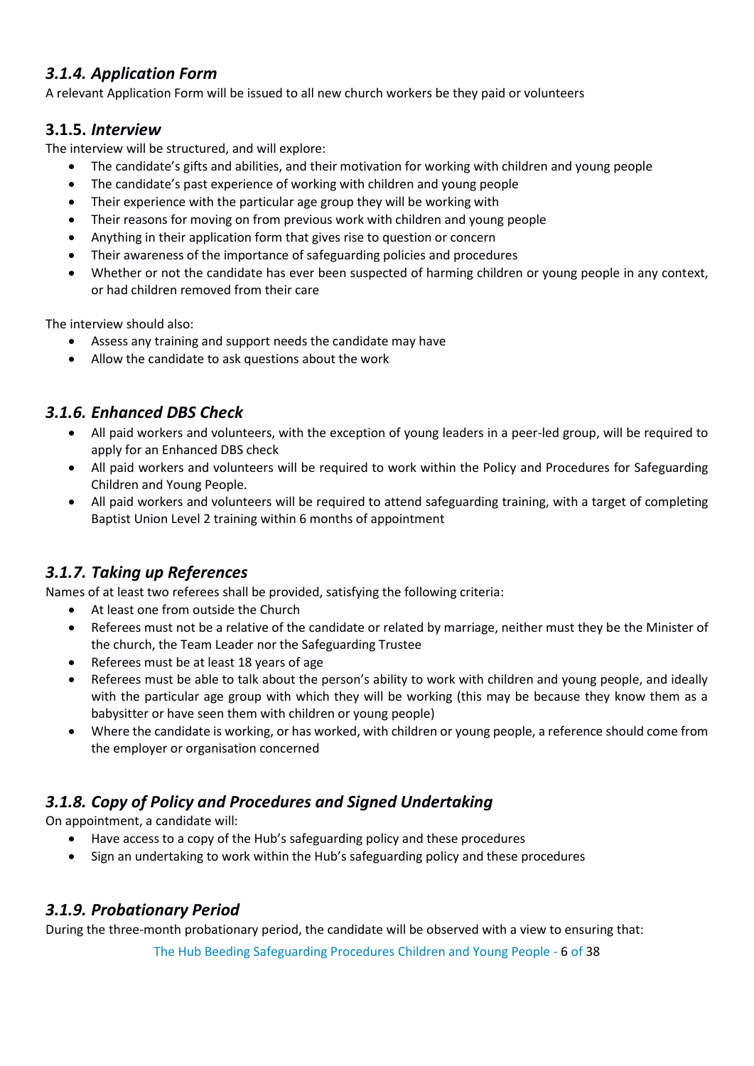### *3.1.4. Application Form*

A relevant Application Form will be issued to all new church workers be they paid or volunteers

### 3.1.5. *Interview*

The interview will be structured, and will explore:

- The candidate's gifts and abilities, and their motivation for working with children and young people
- The candidate's past experience of working with children and young people
- Their experience with the particular age group they will be working with
- Their reasons for moving on from previous work with children and young people
- Anything in their application form that gives rise to question or concern
- Their awareness of the importance of safeguarding policies and procedures
- Whether or not the candidate has ever been suspected of harming children or young people in any context, or had children removed from their care

The interview should also:

- Assess any training and support needs the candidate may have
- Allow the candidate to ask questions about the work

### *3.1.6. Enhanced DBS Check*

- All paid workers and volunteers, with the exception of young leaders in a peer-led group, will be required to apply for an Enhanced DBS check
- All paid workers and volunteers will be required to work within the Policy and Procedures for Safeguarding Children and Young People.
- All paid workers and volunteers will be required to attend safeguarding training, with a target of completing Baptist Union Level 2 training within 6 months of appointment

### *3.1.7. Taking up References*

Names of at least two referees shall be provided, satisfying the following criteria:

- At least one from outside the Church
- Referees must not be a relative of the candidate or related by marriage, neither must they be the Minister of the church, the Team Leader nor the Safeguarding Trustee
- Referees must be at least 18 years of age
- Referees must be able to talk about the person's ability to work with children and young people, and ideally with the particular age group with which they will be working (this may be because they know them as a babysitter or have seen them with children or young people)
- Where the candidate is working, or has worked, with children or young people, a reference should come from the employer or organisation concerned

### *3.1.8. Copy of Policy and Procedures and Signed Undertaking*

On appointment, a candidate will:

- Have access to a copy of the Hub's safeguarding policy and these procedures
- Sign an undertaking to work within the Hub's safeguarding policy and these procedures

### *3.1.9. Probationary Period*

During the three-month probationary period, the candidate will be observed with a view to ensuring that: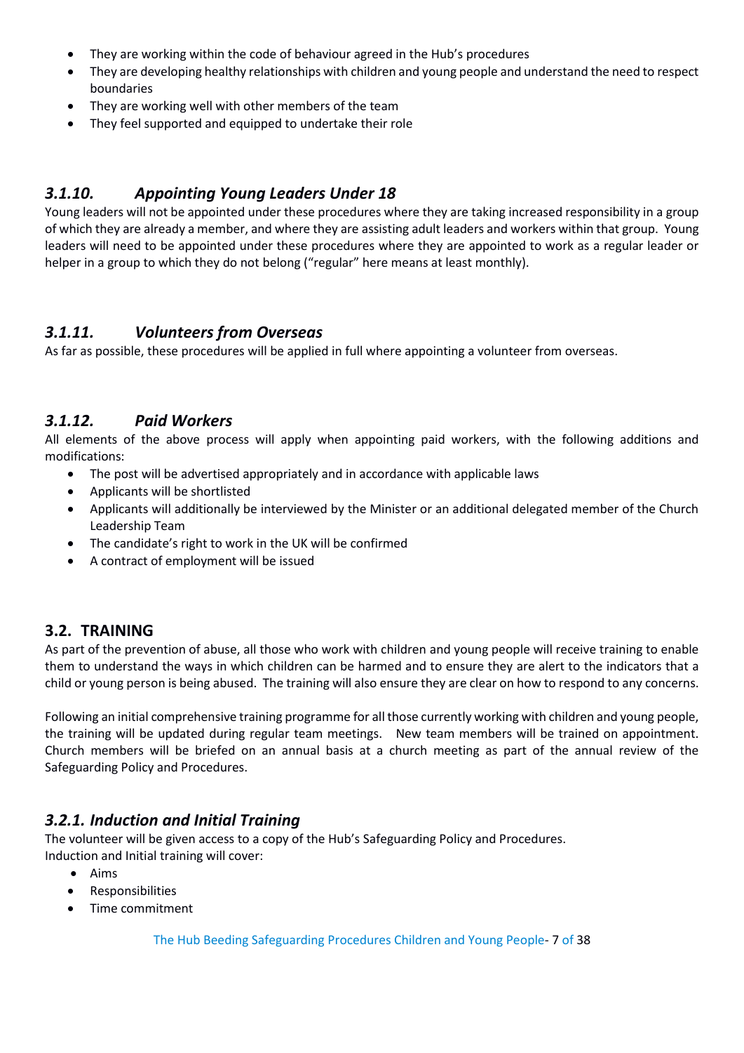- They are working within the code of behaviour agreed in the Hub's procedures
- They are developing healthy relationships with children and young people and understand the need to respect boundaries
- They are working well with other members of the team
- They feel supported and equipped to undertake their role

### *3.1.10. Appointing Young Leaders Under 18*

Young leaders will not be appointed under these procedures where they are taking increased responsibility in a group of which they are already a member, and where they are assisting adult leaders and workers within that group. Young leaders will need to be appointed under these procedures where they are appointed to work as a regular leader or helper in a group to which they do not belong ("regular" here means at least monthly).

### *3.1.11. Volunteers from Overseas*

As far as possible, these procedures will be applied in full where appointing a volunteer from overseas.

### *3.1.12. Paid Workers*

All elements of the above process will apply when appointing paid workers, with the following additions and modifications:

- The post will be advertised appropriately and in accordance with applicable laws
- Applicants will be shortlisted
- Applicants will additionally be interviewed by the Minister or an additional delegated member of the Church Leadership Team
- The candidate's right to work in the UK will be confirmed
- A contract of employment will be issued

## 3.2. TRAINING

As part of the prevention of abuse, all those who work with children and young people will receive training to enable them to understand the ways in which children can be harmed and to ensure they are alert to the indicators that a child or young person is being abused. The training will also ensure they are clear on how to respond to any concerns.

Following an initial comprehensive training programme for all those currently working with children and young people, the training will be updated during regular team meetings. New team members will be trained on appointment. Church members will be briefed on an annual basis at a church meeting as part of the annual review of the Safeguarding Policy and Procedures.

### *3.2.1. Induction and Initial Training*

The volunteer will be given access to a copy of the Hub's Safeguarding Policy and Procedures.
Induction and Initial training will cover:

- Aims
- Responsibilities
- Time commitment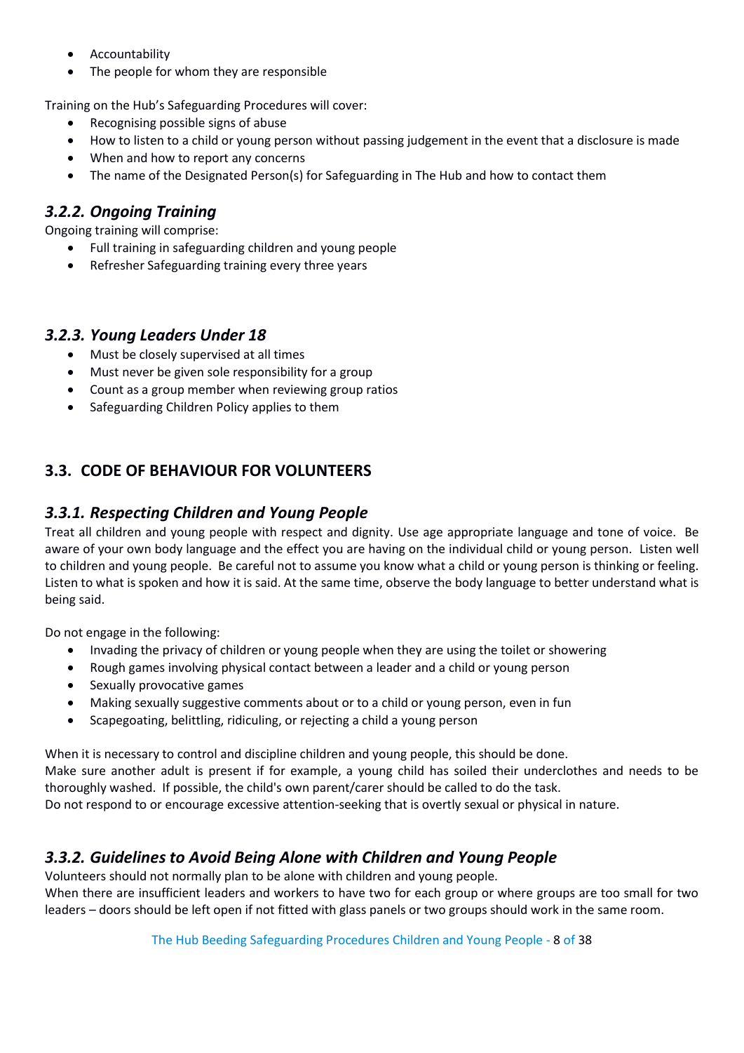- Accountability
- The people for whom they are responsible

Training on the Hub's Safeguarding Procedures will cover:

- Recognising possible signs of abuse
- How to listen to a child or young person without passing judgement in the event that a disclosure is made
- When and how to report any concerns
- The name of the Designated Person(s) for Safeguarding in The Hub and how to contact them

### *3.2.2. Ongoing Training*

Ongoing training will comprise:

- Full training in safeguarding children and young people
- Refresher Safeguarding training every three years

### *3.2.3. Young Leaders Under 18*

- Must be closely supervised at all times
- Must never be given sole responsibility for a group
- Count as a group member when reviewing group ratios
- Safeguarding Children Policy applies to them

## 3.3. CODE OF BEHAVIOUR FOR VOLUNTEERS

### *3.3.1. Respecting Children and Young People*

Treat all children and young people with respect and dignity. Use age appropriate language and tone of voice. Be aware of your own body language and the effect you are having on the individual child or young person. Listen well to children and young people. Be careful not to assume you know what a child or young person is thinking or feeling. Listen to what is spoken and how it is said. At the same time, observe the body language to better understand what is being said.

Do not engage in the following:

- Invading the privacy of children or young people when they are using the toilet or showering
- Rough games involving physical contact between a leader and a child or young person
- Sexually provocative games
- Making sexually suggestive comments about or to a child or young person, even in fun
- Scapegoating, belittling, ridiculing, or rejecting a child a young person

When it is necessary to control and discipline children and young people, this should be done.
Make sure another adult is present if for example, a young child has soiled their underclothes and needs to be thoroughly washed. If possible, the child's own parent/carer should be called to do the task.
Do not respond to or encourage excessive attention-seeking that is overtly sexual or physical in nature.

### *3.3.2. Guidelines to Avoid Being Alone with Children and Young People*

Volunteers should not normally plan to be alone with children and young people.
When there are insufficient leaders and workers to have two for each group or where groups are too small for two leaders – doors should be left open if not fitted with glass panels or two groups should work in the same room.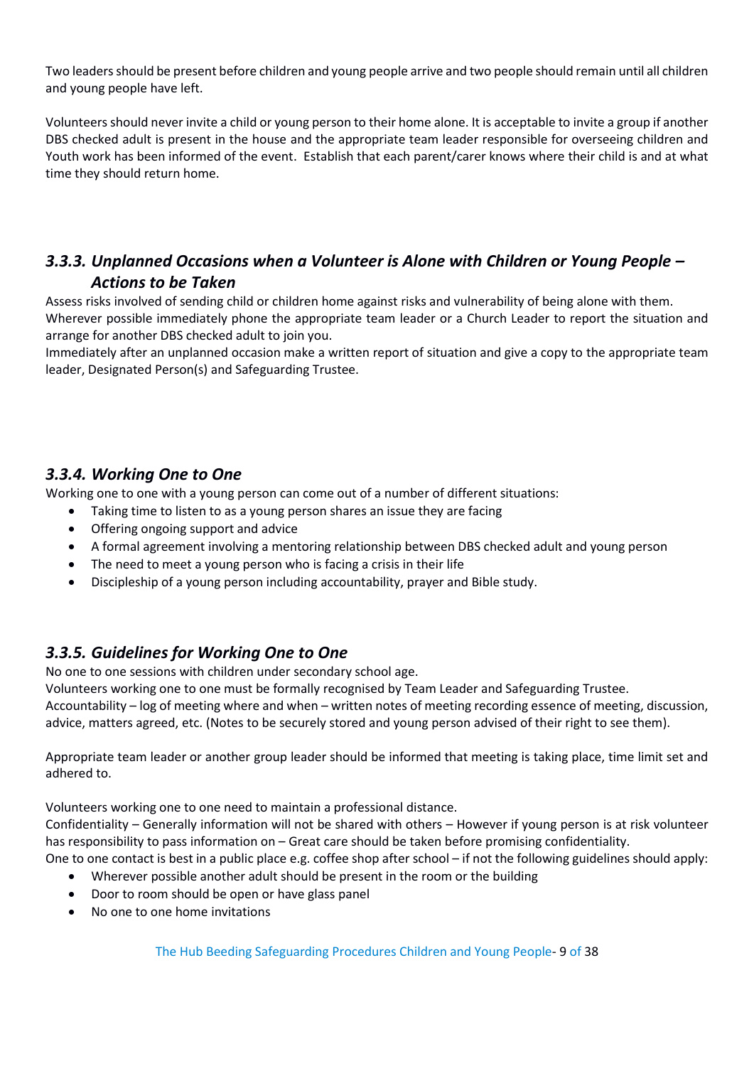Two leaders should be present before children and young people arrive and two people should remain until all children and young people have left.

Volunteers should never invite a child or young person to their home alone. It is acceptable to invite a group if another DBS checked adult is present in the house and the appropriate team leader responsible for overseeing children and Youth work has been informed of the event. Establish that each parent/carer knows where their child is and at what time they should return home.

### *3.3.3. Unplanned Occasions when a Volunteer is Alone with Children or Young People – Actions to be Taken*

Assess risks involved of sending child or children home against risks and vulnerability of being alone with them.
Wherever possible immediately phone the appropriate team leader or a Church Leader to report the situation and arrange for another DBS checked adult to join you.
Immediately after an unplanned occasion make a written report of situation and give a copy to the appropriate team leader, Designated Person(s) and Safeguarding Trustee.

### *3.3.4. Working One to One*

Working one to one with a young person can come out of a number of different situations:

- Taking time to listen to as a young person shares an issue they are facing
- Offering ongoing support and advice
- A formal agreement involving a mentoring relationship between DBS checked adult and young person
- The need to meet a young person who is facing a crisis in their life
- Discipleship of a young person including accountability, prayer and Bible study.

### *3.3.5. Guidelines for Working One to One*

No one to one sessions with children under secondary school age.
Volunteers working one to one must be formally recognised by Team Leader and Safeguarding Trustee.
Accountability – log of meeting where and when – written notes of meeting recording essence of meeting, discussion, advice, matters agreed, etc. (Notes to be securely stored and young person advised of their right to see them).

Appropriate team leader or another group leader should be informed that meeting is taking place, time limit set and adhered to.

Volunteers working one to one need to maintain a professional distance.
Confidentiality – Generally information will not be shared with others – However if young person is at risk volunteer has responsibility to pass information on – Great care should be taken before promising confidentiality.
One to one contact is best in a public place e.g. coffee shop after school – if not the following guidelines should apply:

- Wherever possible another adult should be present in the room or the building
- Door to room should be open or have glass panel
- No one to one home invitations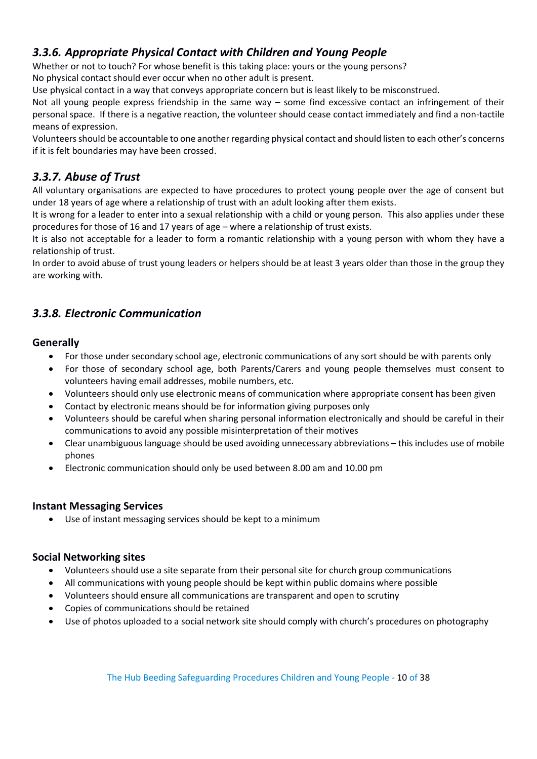### *3.3.6. Appropriate Physical Contact with Children and Young People*

Whether or not to touch? For whose benefit is this taking place: yours or the young persons?

No physical contact should ever occur when no other adult is present.

Use physical contact in a way that conveys appropriate concern but is least likely to be misconstrued.

Not all young people express friendship in the same way – some find excessive contact an infringement of their personal space. If there is a negative reaction, the volunteer should cease contact immediately and find a non-tactile means of expression.

Volunteers should be accountable to one another regarding physical contact and should listen to each other's concerns if it is felt boundaries may have been crossed.

### *3.3.7. Abuse of Trust*

All voluntary organisations are expected to have procedures to protect young people over the age of consent but under 18 years of age where a relationship of trust with an adult looking after them exists.

It is wrong for a leader to enter into a sexual relationship with a child or young person. This also applies under these procedures for those of 16 and 17 years of age – where a relationship of trust exists.

It is also not acceptable for a leader to form a romantic relationship with a young person with whom they have a relationship of trust.

In order to avoid abuse of trust young leaders or helpers should be at least 3 years older than those in the group they are working with.

### *3.3.8. Electronic Communication*

#### Generally

- For those under secondary school age, electronic communications of any sort should be with parents only
- For those of secondary school age, both Parents/Carers and young people themselves must consent to volunteers having email addresses, mobile numbers, etc.
- Volunteers should only use electronic means of communication where appropriate consent has been given
- Contact by electronic means should be for information giving purposes only
- Volunteers should be careful when sharing personal information electronically and should be careful in their communications to avoid any possible misinterpretation of their motives
- Clear unambiguous language should be used avoiding unnecessary abbreviations – this includes use of mobile phones
- Electronic communication should only be used between 8.00 am and 10.00 pm

#### Instant Messaging Services

- Use of instant messaging services should be kept to a minimum

#### Social Networking sites

- Volunteers should use a site separate from their personal site for church group communications
- All communications with young people should be kept within public domains where possible
- Volunteers should ensure all communications are transparent and open to scrutiny
- Copies of communications should be retained
- Use of photos uploaded to a social network site should comply with church's procedures on photography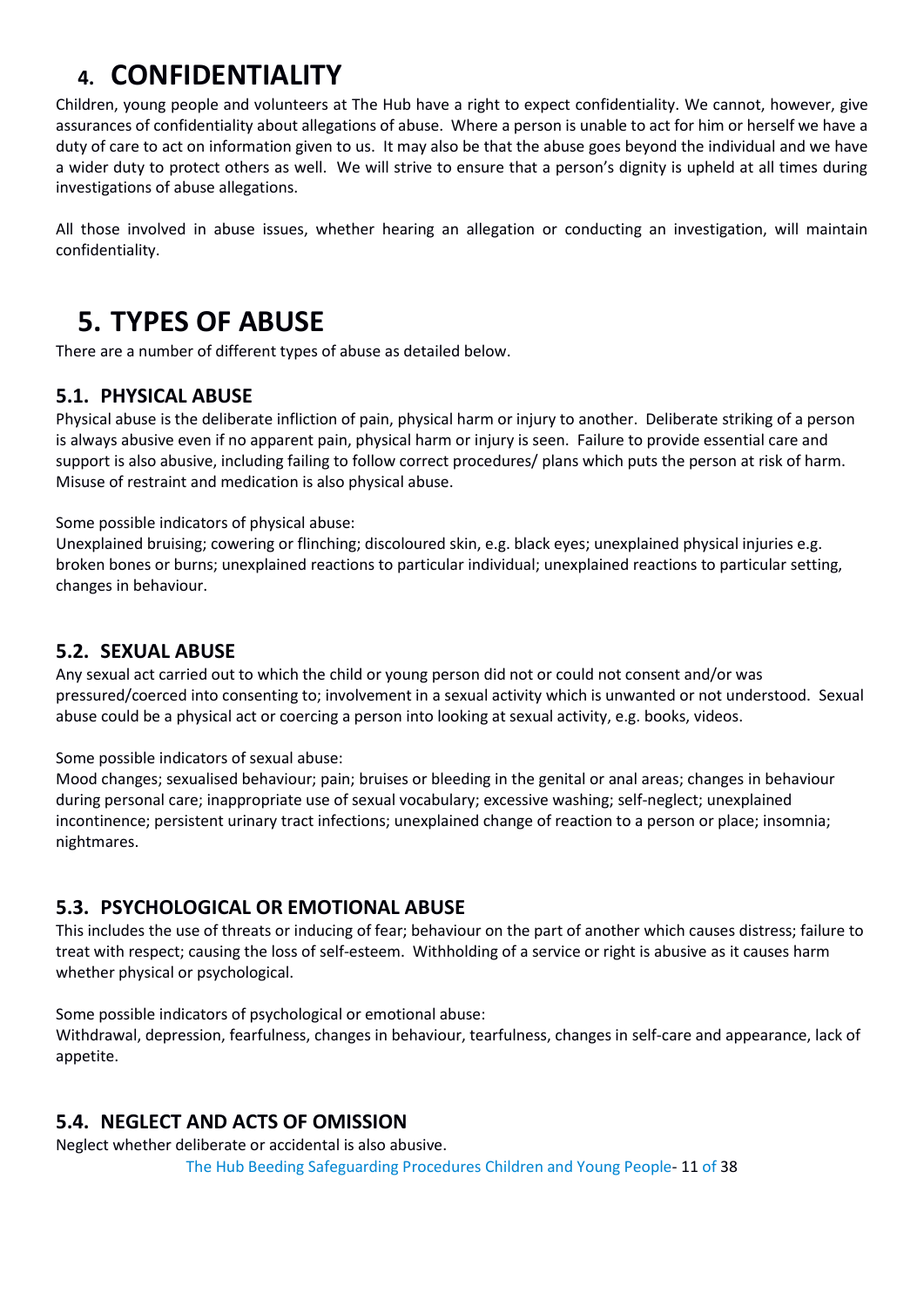# 4. CONFIDENTIALITY

Children, young people and volunteers at The Hub have a right to expect confidentiality. We cannot, however, give assurances of confidentiality about allegations of abuse. Where a person is unable to act for him or herself we have a duty of care to act on information given to us. It may also be that the abuse goes beyond the individual and we have a wider duty to protect others as well. We will strive to ensure that a person's dignity is upheld at all times during investigations of abuse allegations.

All those involved in abuse issues, whether hearing an allegation or conducting an investigation, will maintain confidentiality.

# 5. TYPES OF ABUSE

There are a number of different types of abuse as detailed below.

## 5.1. PHYSICAL ABUSE

Physical abuse is the deliberate infliction of pain, physical harm or injury to another. Deliberate striking of a person is always abusive even if no apparent pain, physical harm or injury is seen. Failure to provide essential care and support is also abusive, including failing to follow correct procedures/ plans which puts the person at risk of harm. Misuse of restraint and medication is also physical abuse.

Some possible indicators of physical abuse:
Unexplained bruising; cowering or flinching; discoloured skin, e.g. black eyes; unexplained physical injuries e.g. broken bones or burns; unexplained reactions to particular individual; unexplained reactions to particular setting, changes in behaviour.

## 5.2. SEXUAL ABUSE

Any sexual act carried out to which the child or young person did not or could not consent and/or was pressured/coerced into consenting to; involvement in a sexual activity which is unwanted or not understood. Sexual abuse could be a physical act or coercing a person into looking at sexual activity, e.g. books, videos.

Some possible indicators of sexual abuse:
Mood changes; sexualised behaviour; pain; bruises or bleeding in the genital or anal areas; changes in behaviour during personal care; inappropriate use of sexual vocabulary; excessive washing; self-neglect; unexplained incontinence; persistent urinary tract infections; unexplained change of reaction to a person or place; insomnia; nightmares.

## 5.3. PSYCHOLOGICAL OR EMOTIONAL ABUSE

This includes the use of threats or inducing of fear; behaviour on the part of another which causes distress; failure to treat with respect; causing the loss of self-esteem. Withholding of a service or right is abusive as it causes harm whether physical or psychological.

Some possible indicators of psychological or emotional abuse:
Withdrawal, depression, fearfulness, changes in behaviour, tearfulness, changes in self-care and appearance, lack of appetite.

## 5.4. NEGLECT AND ACTS OF OMISSION

Neglect whether deliberate or accidental is also abusive.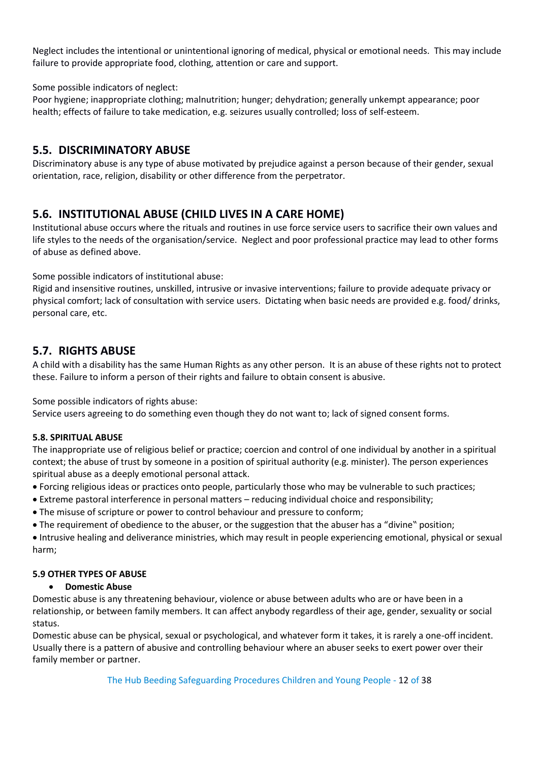Neglect includes the intentional or unintentional ignoring of medical, physical or emotional needs. This may include failure to provide appropriate food, clothing, attention or care and support.

Some possible indicators of neglect:
Poor hygiene; inappropriate clothing; malnutrition; hunger; dehydration; generally unkempt appearance; poor health; effects of failure to take medication, e.g. seizures usually controlled; loss of self-esteem.

## 5.5. DISCRIMINATORY ABUSE

Discriminatory abuse is any type of abuse motivated by prejudice against a person because of their gender, sexual orientation, race, religion, disability or other difference from the perpetrator.

## 5.6. INSTITUTIONAL ABUSE (CHILD LIVES IN A CARE HOME)

Institutional abuse occurs where the rituals and routines in use force service users to sacrifice their own values and life styles to the needs of the organisation/service. Neglect and poor professional practice may lead to other forms of abuse as defined above.

Some possible indicators of institutional abuse:
Rigid and insensitive routines, unskilled, intrusive or invasive interventions; failure to provide adequate privacy or physical comfort; lack of consultation with service users. Dictating when basic needs are provided e.g. food/ drinks, personal care, etc.

## 5.7. RIGHTS ABUSE

A child with a disability has the same Human Rights as any other person. It is an abuse of these rights not to protect these. Failure to inform a person of their rights and failure to obtain consent is abusive.

Some possible indicators of rights abuse:
Service users agreeing to do something even though they do not want to; lack of signed consent forms.

#### 5.8. SPIRITUAL ABUSE

The inappropriate use of religious belief or practice; coercion and control of one individual by another in a spiritual context; the abuse of trust by someone in a position of spiritual authority (e.g. minister). The person experiences spiritual abuse as a deeply emotional personal attack.

- Forcing religious ideas or practices onto people, particularly those who may be vulnerable to such practices;
- Extreme pastoral interference in personal matters – reducing individual choice and responsibility;
- The misuse of scripture or power to control behaviour and pressure to conform;
- The requirement of obedience to the abuser, or the suggestion that the abuser has a "divine" position;
- Intrusive healing and deliverance ministries, which may result in people experiencing emotional, physical or sexual harm;

#### 5.9 OTHER TYPES OF ABUSE

- **Domestic Abuse**

Domestic abuse is any threatening behaviour, violence or abuse between adults who are or have been in a relationship, or between family members. It can affect anybody regardless of their age, gender, sexuality or social status.
Domestic abuse can be physical, sexual or psychological, and whatever form it takes, it is rarely a one-off incident. Usually there is a pattern of abusive and controlling behaviour where an abuser seeks to exert power over their family member or partner.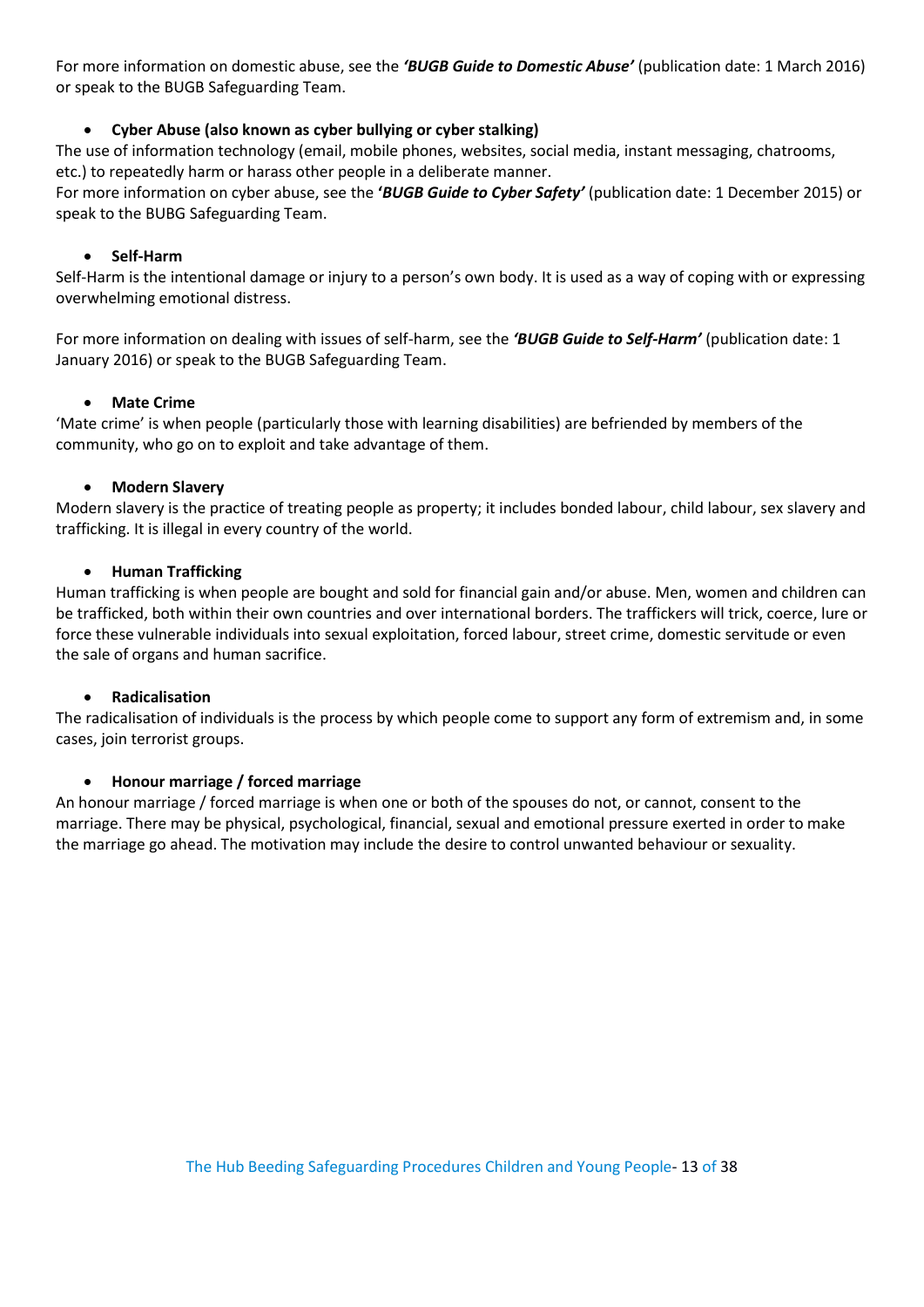For more information on domestic abuse, see the ***'BUGB Guide to Domestic Abuse'*** (publication date: 1 March 2016) or speak to the BUGB Safeguarding Team.

- **Cyber Abuse (also known as cyber bullying or cyber stalking)**

The use of information technology (email, mobile phones, websites, social media, instant messaging, chatrooms, etc.) to repeatedly harm or harass other people in a deliberate manner.
For more information on cyber abuse, see the ***'BUGB Guide to Cyber Safety'*** (publication date: 1 December 2015) or speak to the BUBG Safeguarding Team.

- **Self-Harm**

Self-Harm is the intentional damage or injury to a person's own body. It is used as a way of coping with or expressing overwhelming emotional distress.

For more information on dealing with issues of self-harm, see the ***'BUGB Guide to Self-Harm'*** (publication date: 1 January 2016) or speak to the BUGB Safeguarding Team.

- **Mate Crime**

'Mate crime' is when people (particularly those with learning disabilities) are befriended by members of the community, who go on to exploit and take advantage of them.

- **Modern Slavery**

Modern slavery is the practice of treating people as property; it includes bonded labour, child labour, sex slavery and trafficking. It is illegal in every country of the world.

- **Human Trafficking**

Human trafficking is when people are bought and sold for financial gain and/or abuse. Men, women and children can be trafficked, both within their own countries and over international borders. The traffickers will trick, coerce, lure or force these vulnerable individuals into sexual exploitation, forced labour, street crime, domestic servitude or even the sale of organs and human sacrifice.

- **Radicalisation**

The radicalisation of individuals is the process by which people come to support any form of extremism and, in some cases, join terrorist groups.

- **Honour marriage / forced marriage**

An honour marriage / forced marriage is when one or both of the spouses do not, or cannot, consent to the marriage. There may be physical, psychological, financial, sexual and emotional pressure exerted in order to make the marriage go ahead. The motivation may include the desire to control unwanted behaviour or sexuality.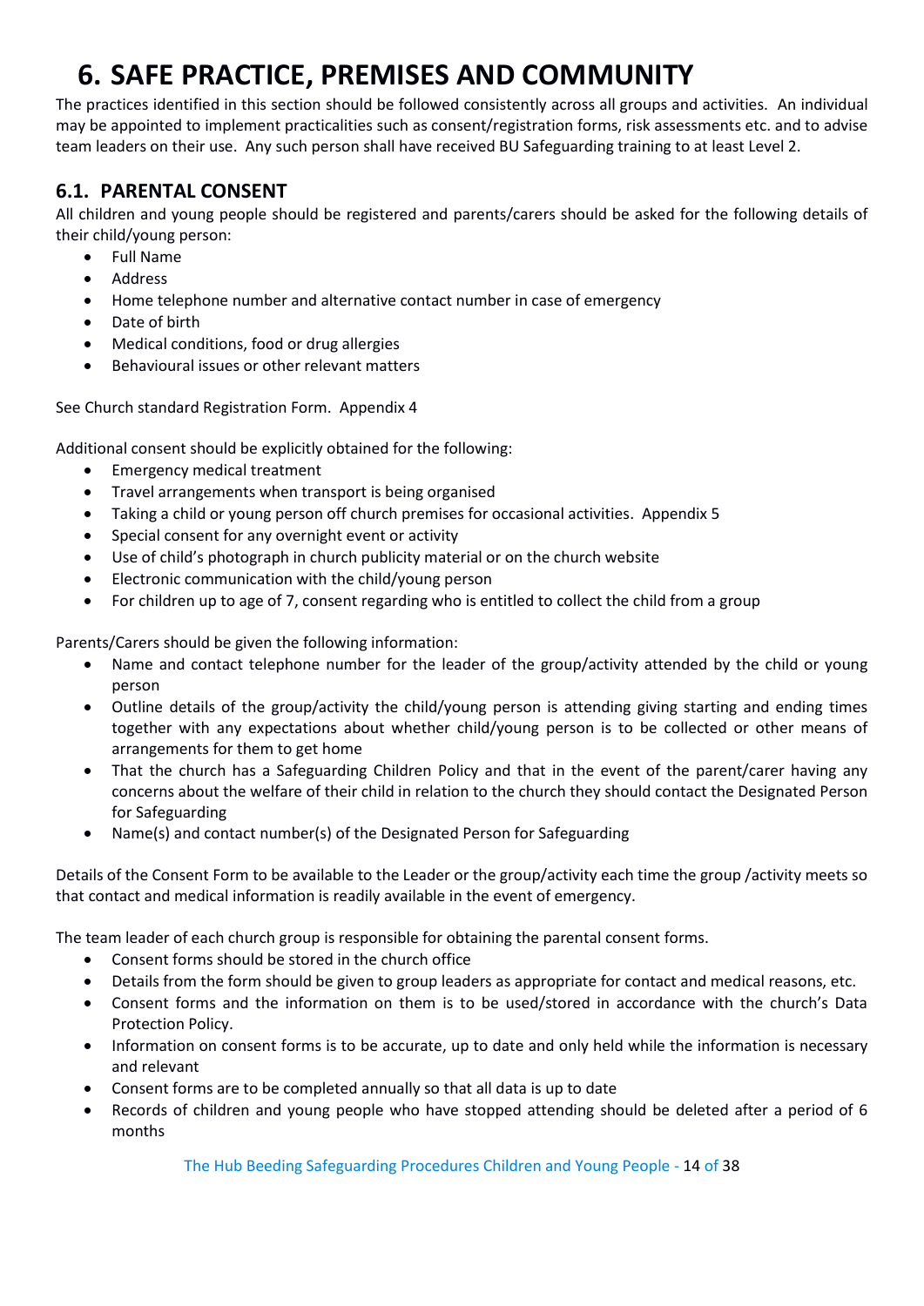# 6. SAFE PRACTICE, PREMISES AND COMMUNITY

The practices identified in this section should be followed consistently across all groups and activities. An individual may be appointed to implement practicalities such as consent/registration forms, risk assessments etc. and to advise team leaders on their use. Any such person shall have received BU Safeguarding training to at least Level 2.

## 6.1. PARENTAL CONSENT

All children and young people should be registered and parents/carers should be asked for the following details of their child/young person:

- Full Name
- Address
- Home telephone number and alternative contact number in case of emergency
- Date of birth
- Medical conditions, food or drug allergies
- Behavioural issues or other relevant matters

See Church standard Registration Form. Appendix 4

Additional consent should be explicitly obtained for the following:

- Emergency medical treatment
- Travel arrangements when transport is being organised
- Taking a child or young person off church premises for occasional activities. Appendix 5
- Special consent for any overnight event or activity
- Use of child's photograph in church publicity material or on the church website
- Electronic communication with the child/young person
- For children up to age of 7, consent regarding who is entitled to collect the child from a group

Parents/Carers should be given the following information:

- Name and contact telephone number for the leader of the group/activity attended by the child or young person
- Outline details of the group/activity the child/young person is attending giving starting and ending times together with any expectations about whether child/young person is to be collected or other means of arrangements for them to get home
- That the church has a Safeguarding Children Policy and that in the event of the parent/carer having any concerns about the welfare of their child in relation to the church they should contact the Designated Person for Safeguarding
- Name(s) and contact number(s) of the Designated Person for Safeguarding

Details of the Consent Form to be available to the Leader or the group/activity each time the group /activity meets so that contact and medical information is readily available in the event of emergency.

The team leader of each church group is responsible for obtaining the parental consent forms.

- Consent forms should be stored in the church office
- Details from the form should be given to group leaders as appropriate for contact and medical reasons, etc.
- Consent forms and the information on them is to be used/stored in accordance with the church's Data Protection Policy.
- Information on consent forms is to be accurate, up to date and only held while the information is necessary and relevant
- Consent forms are to be completed annually so that all data is up to date
- Records of children and young people who have stopped attending should be deleted after a period of 6 months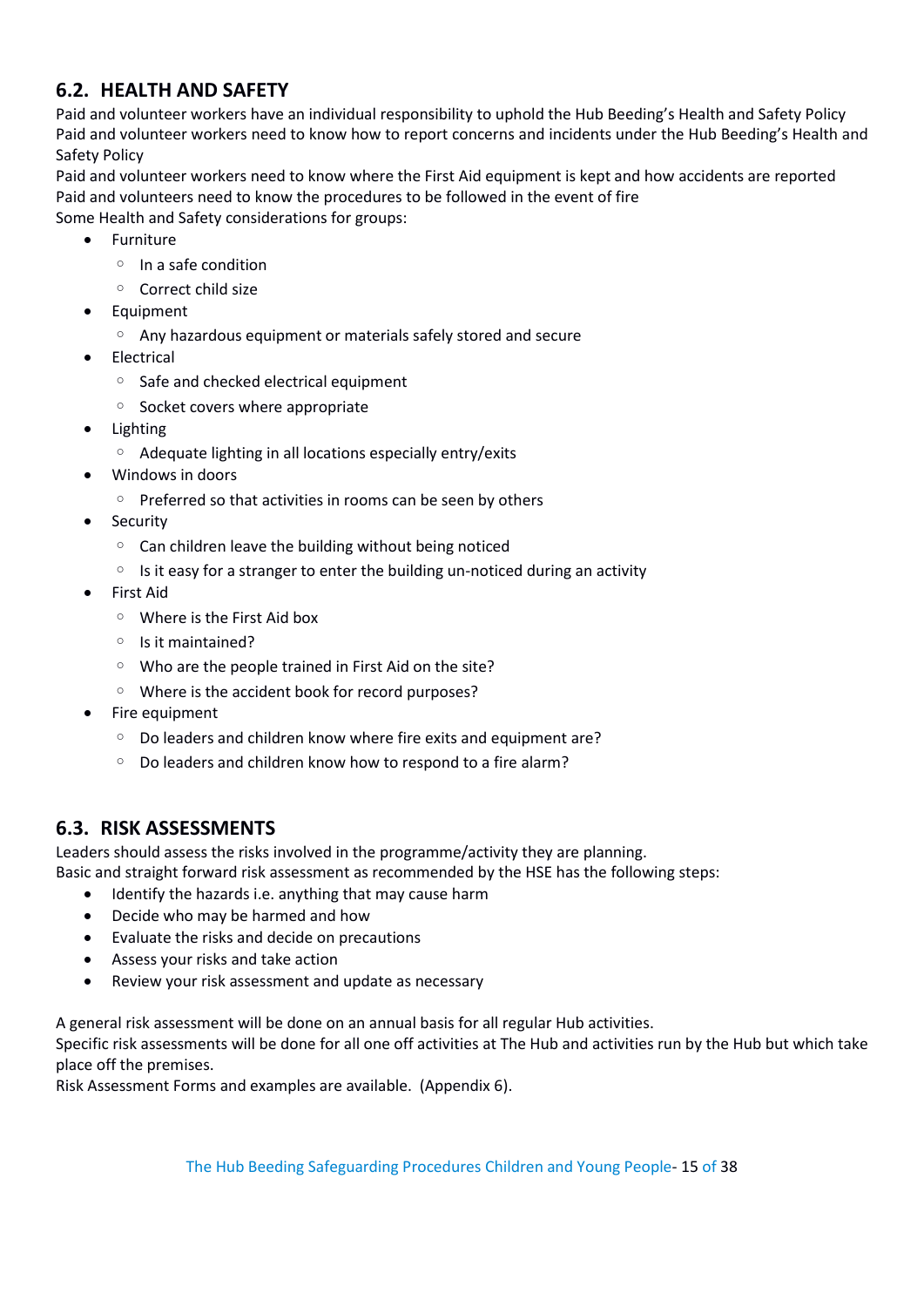## 6.2. HEALTH AND SAFETY

Paid and volunteer workers have an individual responsibility to uphold the Hub Beeding's Health and Safety Policy

Paid and volunteer workers need to know how to report concerns and incidents under the Hub Beeding's Health and Safety Policy

Paid and volunteer workers need to know where the First Aid equipment is kept and how accidents are reported

Paid and volunteers need to know the procedures to be followed in the event of fire

Some Health and Safety considerations for groups:

- Furniture
  - In a safe condition
  - Correct child size
- Equipment
  - Any hazardous equipment or materials safely stored and secure
- Electrical
  - Safe and checked electrical equipment
  - Socket covers where appropriate
- Lighting
  - Adequate lighting in all locations especially entry/exits
- Windows in doors
  - Preferred so that activities in rooms can be seen by others
- Security
  - Can children leave the building without being noticed
  - Is it easy for a stranger to enter the building un-noticed during an activity
- First Aid
  - Where is the First Aid box
  - Is it maintained?
  - Who are the people trained in First Aid on the site?
  - Where is the accident book for record purposes?
- Fire equipment
  - Do leaders and children know where fire exits and equipment are?
  - Do leaders and children know how to respond to a fire alarm?

## 6.3. RISK ASSESSMENTS

Leaders should assess the risks involved in the programme/activity they are planning.

Basic and straight forward risk assessment as recommended by the HSE has the following steps:

- Identify the hazards i.e. anything that may cause harm
- Decide who may be harmed and how
- Evaluate the risks and decide on precautions
- Assess your risks and take action
- Review your risk assessment and update as necessary

A general risk assessment will be done on an annual basis for all regular Hub activities.

Specific risk assessments will be done for all one off activities at The Hub and activities run by the Hub but which take place off the premises.

Risk Assessment Forms and examples are available. (Appendix 6).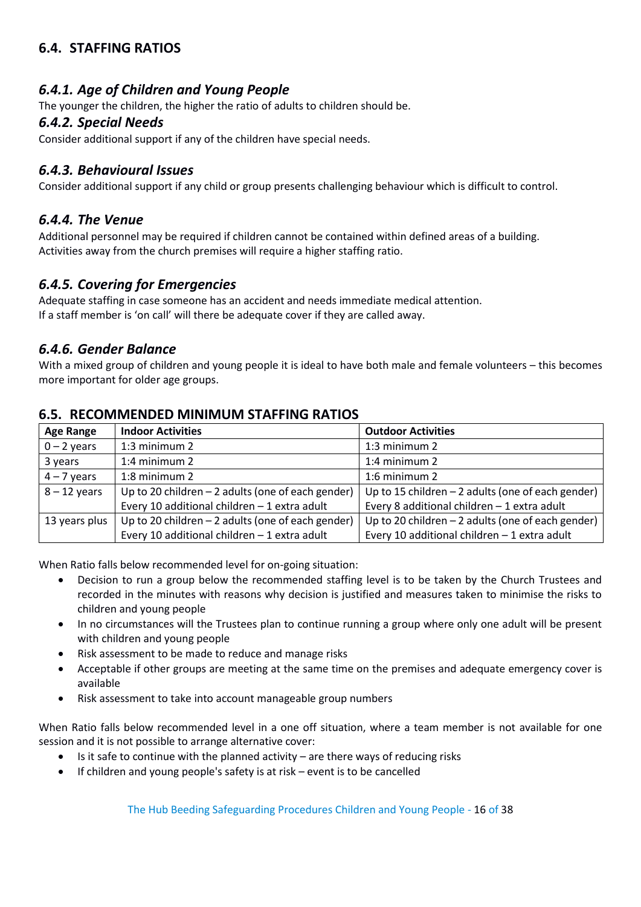## 6.4. STAFFING RATIOS

### *6.4.1. Age of Children and Young People*

The younger the children, the higher the ratio of adults to children should be.

### *6.4.2. Special Needs*

Consider additional support if any of the children have special needs.

### *6.4.3. Behavioural Issues*

Consider additional support if any child or group presents challenging behaviour which is difficult to control.

### *6.4.4. The Venue*

Additional personnel may be required if children cannot be contained within defined areas of a building.
Activities away from the church premises will require a higher staffing ratio.

### *6.4.5. Covering for Emergencies*

Adequate staffing in case someone has an accident and needs immediate medical attention.
If a staff member is 'on call' will there be adequate cover if they are called away.

### *6.4.6. Gender Balance*

With a mixed group of children and young people it is ideal to have both male and female volunteers – this becomes more important for older age groups.

## 6.5. RECOMMENDED MINIMUM STAFFING RATIOS

| Age Range | Indoor Activities | Outdoor Activities |
|---|---|---|
| 0 – 2 years | 1:3 minimum 2 | 1:3 minimum 2 |
| 3 years | 1:4 minimum 2 | 1:4 minimum 2 |
| 4 – 7 years | 1:8 minimum 2 | 1:6 minimum 2 |
| 8 – 12 years | Up to 20 children – 2 adults (one of each gender)<br>Every 10 additional children – 1 extra adult | Up to 15 children – 2 adults (one of each gender)<br>Every 8 additional children – 1 extra adult |
| 13 years plus | Up to 20 children – 2 adults (one of each gender)<br>Every 10 additional children – 1 extra adult | Up to 20 children – 2 adults (one of each gender)<br>Every 10 additional children – 1 extra adult |

When Ratio falls below recommended level for on-going situation:

- Decision to run a group below the recommended staffing level is to be taken by the Church Trustees and recorded in the minutes with reasons why decision is justified and measures taken to minimise the risks to children and young people
- In no circumstances will the Trustees plan to continue running a group where only one adult will be present with children and young people
- Risk assessment to be made to reduce and manage risks
- Acceptable if other groups are meeting at the same time on the premises and adequate emergency cover is available
- Risk assessment to take into account manageable group numbers

When Ratio falls below recommended level in a one off situation, where a team member is not available for one session and it is not possible to arrange alternative cover:

- Is it safe to continue with the planned activity – are there ways of reducing risks
- If children and young people's safety is at risk – event is to be cancelled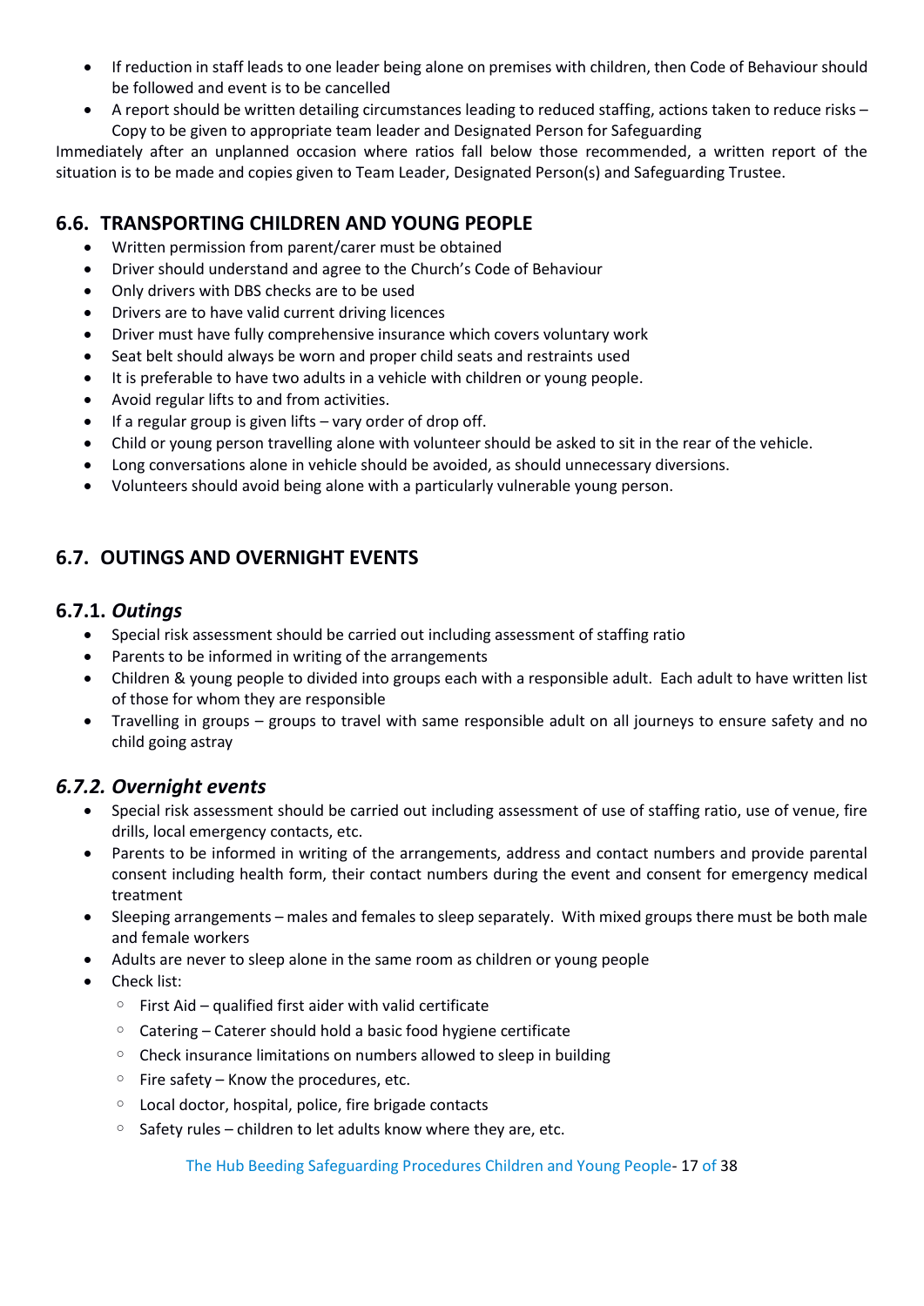- If reduction in staff leads to one leader being alone on premises with children, then Code of Behaviour should be followed and event is to be cancelled
- A report should be written detailing circumstances leading to reduced staffing, actions taken to reduce risks – Copy to be given to appropriate team leader and Designated Person for Safeguarding

Immediately after an unplanned occasion where ratios fall below those recommended, a written report of the situation is to be made and copies given to Team Leader, Designated Person(s) and Safeguarding Trustee.

## 6.6. TRANSPORTING CHILDREN AND YOUNG PEOPLE

- Written permission from parent/carer must be obtained
- Driver should understand and agree to the Church's Code of Behaviour
- Only drivers with DBS checks are to be used
- Drivers are to have valid current driving licences
- Driver must have fully comprehensive insurance which covers voluntary work
- Seat belt should always be worn and proper child seats and restraints used
- It is preferable to have two adults in a vehicle with children or young people.
- Avoid regular lifts to and from activities.
- If a regular group is given lifts – vary order of drop off.
- Child or young person travelling alone with volunteer should be asked to sit in the rear of the vehicle.
- Long conversations alone in vehicle should be avoided, as should unnecessary diversions.
- Volunteers should avoid being alone with a particularly vulnerable young person.

## 6.7. OUTINGS AND OVERNIGHT EVENTS

### 6.7.1. *Outings*

- Special risk assessment should be carried out including assessment of staffing ratio
- Parents to be informed in writing of the arrangements
- Children & young people to divided into groups each with a responsible adult. Each adult to have written list of those for whom they are responsible
- Travelling in groups – groups to travel with same responsible adult on all journeys to ensure safety and no child going astray

### *6.7.2. Overnight events*

- Special risk assessment should be carried out including assessment of use of staffing ratio, use of venue, fire drills, local emergency contacts, etc.
- Parents to be informed in writing of the arrangements, address and contact numbers and provide parental consent including health form, their contact numbers during the event and consent for emergency medical treatment
- Sleeping arrangements – males and females to sleep separately. With mixed groups there must be both male and female workers
- Adults are never to sleep alone in the same room as children or young people
- Check list:
  - First Aid – qualified first aider with valid certificate
  - Catering – Caterer should hold a basic food hygiene certificate
  - Check insurance limitations on numbers allowed to sleep in building
  - Fire safety – Know the procedures, etc.
  - Local doctor, hospital, police, fire brigade contacts
  - Safety rules – children to let adults know where they are, etc.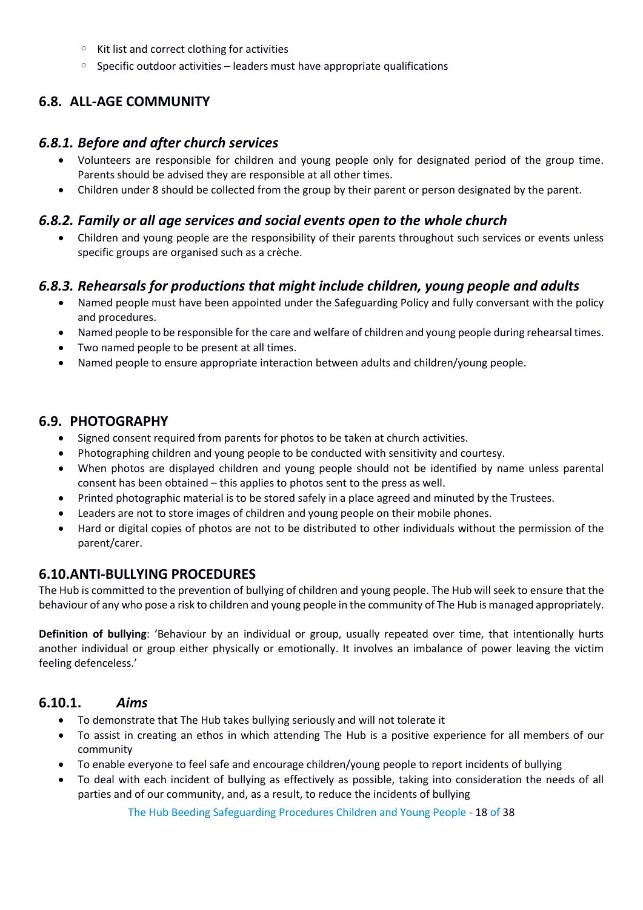- Kit list and correct clothing for activities
- Specific outdoor activities – leaders must have appropriate qualifications

## 6.8. ALL-AGE COMMUNITY

### *6.8.1. Before and after church services*

- Volunteers are responsible for children and young people only for designated period of the group time. Parents should be advised they are responsible at all other times.
- Children under 8 should be collected from the group by their parent or person designated by the parent.

### *6.8.2. Family or all age services and social events open to the whole church*

- Children and young people are the responsibility of their parents throughout such services or events unless specific groups are organised such as a crèche.

### *6.8.3. Rehearsals for productions that might include children, young people and adults*

- Named people must have been appointed under the Safeguarding Policy and fully conversant with the policy and procedures.
- Named people to be responsible for the care and welfare of children and young people during rehearsal times.
- Two named people to be present at all times.
- Named people to ensure appropriate interaction between adults and children/young people.

## 6.9. PHOTOGRAPHY

- Signed consent required from parents for photos to be taken at church activities.
- Photographing children and young people to be conducted with sensitivity and courtesy.
- When photos are displayed children and young people should not be identified by name unless parental consent has been obtained – this applies to photos sent to the press as well.
- Printed photographic material is to be stored safely in a place agreed and minuted by the Trustees.
- Leaders are not to store images of children and young people on their mobile phones.
- Hard or digital copies of photos are not to be distributed to other individuals without the permission of the parent/carer.

## 6.10. ANTI-BULLYING PROCEDURES

The Hub is committed to the prevention of bullying of children and young people. The Hub will seek to ensure that the behaviour of any who pose a risk to children and young people in the community of The Hub is managed appropriately.

**Definition of bullying**: 'Behaviour by an individual or group, usually repeated over time, that intentionally hurts another individual or group either physically or emotionally. It involves an imbalance of power leaving the victim feeling defenceless.'

### 6.10.1. *Aims*

- To demonstrate that The Hub takes bullying seriously and will not tolerate it
- To assist in creating an ethos in which attending The Hub is a positive experience for all members of our community
- To enable everyone to feel safe and encourage children/young people to report incidents of bullying
- To deal with each incident of bullying as effectively as possible, taking into consideration the needs of all parties and of our community, and, as a result, to reduce the incidents of bullying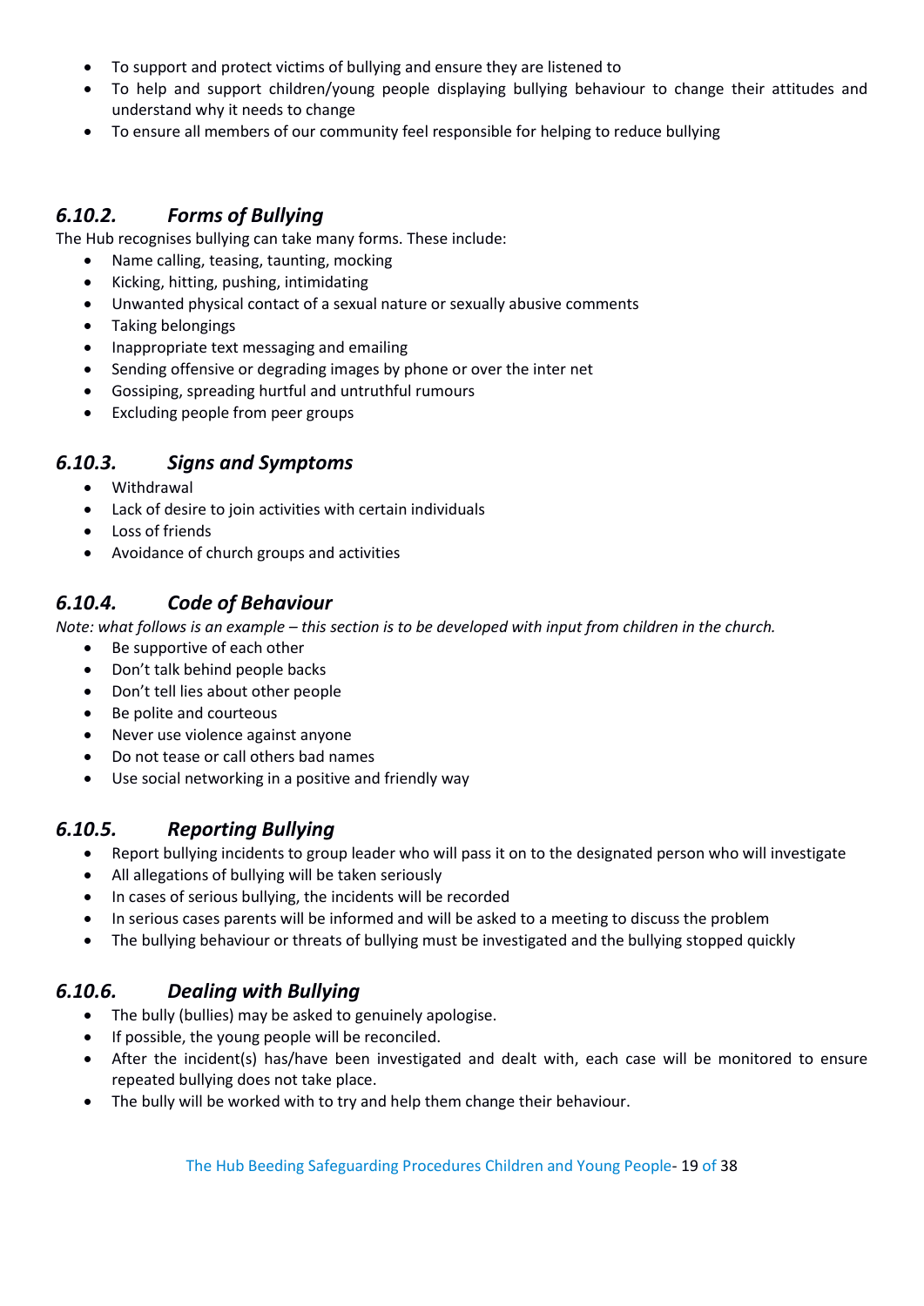- To support and protect victims of bullying and ensure they are listened to
- To help and support children/young people displaying bullying behaviour to change their attitudes and understand why it needs to change
- To ensure all members of our community feel responsible for helping to reduce bullying

### *6.10.2. Forms of Bullying*

The Hub recognises bullying can take many forms. These include:

- Name calling, teasing, taunting, mocking
- Kicking, hitting, pushing, intimidating
- Unwanted physical contact of a sexual nature or sexually abusive comments
- Taking belongings
- Inappropriate text messaging and emailing
- Sending offensive or degrading images by phone or over the inter net
- Gossiping, spreading hurtful and untruthful rumours
- Excluding people from peer groups

### *6.10.3. Signs and Symptoms*

- Withdrawal
- Lack of desire to join activities with certain individuals
- Loss of friends
- Avoidance of church groups and activities

### *6.10.4. Code of Behaviour*

*Note: what follows is an example – this section is to be developed with input from children in the church.*

- Be supportive of each other
- Don't talk behind people backs
- Don't tell lies about other people
- Be polite and courteous
- Never use violence against anyone
- Do not tease or call others bad names
- Use social networking in a positive and friendly way

### *6.10.5. Reporting Bullying*

- Report bullying incidents to group leader who will pass it on to the designated person who will investigate
- All allegations of bullying will be taken seriously
- In cases of serious bullying, the incidents will be recorded
- In serious cases parents will be informed and will be asked to a meeting to discuss the problem
- The bullying behaviour or threats of bullying must be investigated and the bullying stopped quickly

### *6.10.6. Dealing with Bullying*

- The bully (bullies) may be asked to genuinely apologise.
- If possible, the young people will be reconciled.
- After the incident(s) has/have been investigated and dealt with, each case will be monitored to ensure repeated bullying does not take place.
- The bully will be worked with to try and help them change their behaviour.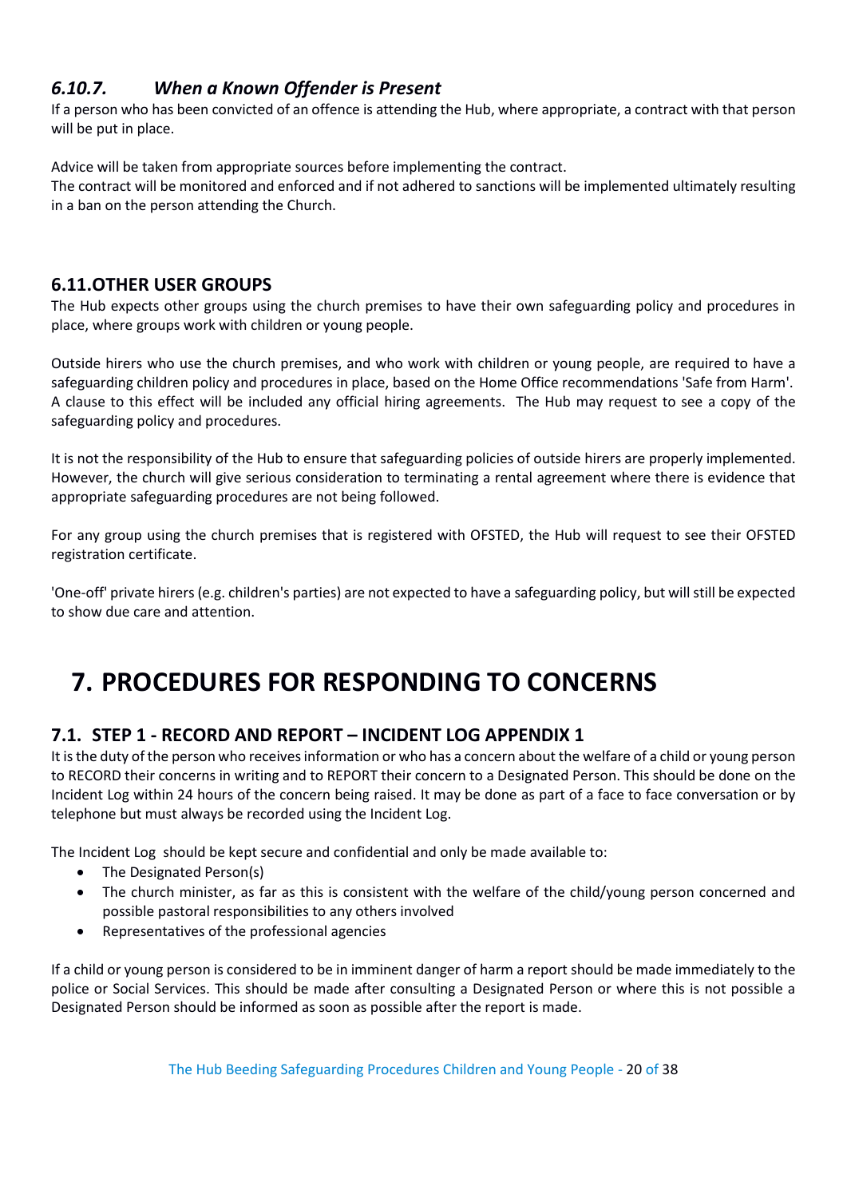### *6.10.7. When a Known Offender is Present*

If a person who has been convicted of an offence is attending the Hub, where appropriate, a contract with that person will be put in place.

Advice will be taken from appropriate sources before implementing the contract.
The contract will be monitored and enforced and if not adhered to sanctions will be implemented ultimately resulting in a ban on the person attending the Church.

## 6.11. OTHER USER GROUPS

The Hub expects other groups using the church premises to have their own safeguarding policy and procedures in place, where groups work with children or young people.

Outside hirers who use the church premises, and who work with children or young people, are required to have a safeguarding children policy and procedures in place, based on the Home Office recommendations 'Safe from Harm'. A clause to this effect will be included any official hiring agreements. The Hub may request to see a copy of the safeguarding policy and procedures.

It is not the responsibility of the Hub to ensure that safeguarding policies of outside hirers are properly implemented. However, the church will give serious consideration to terminating a rental agreement where there is evidence that appropriate safeguarding procedures are not being followed.

For any group using the church premises that is registered with OFSTED, the Hub will request to see their OFSTED registration certificate.

'One-off' private hirers (e.g. children's parties) are not expected to have a safeguarding policy, but will still be expected to show due care and attention.

# 7. PROCEDURES FOR RESPONDING TO CONCERNS

## 7.1. STEP 1 - RECORD AND REPORT – INCIDENT LOG APPENDIX 1

It is the duty of the person who receives information or who has a concern about the welfare of a child or young person to RECORD their concerns in writing and to REPORT their concern to a Designated Person. This should be done on the Incident Log within 24 hours of the concern being raised. It may be done as part of a face to face conversation or by telephone but must always be recorded using the Incident Log.

The Incident Log should be kept secure and confidential and only be made available to:

- The Designated Person(s)
- The church minister, as far as this is consistent with the welfare of the child/young person concerned and possible pastoral responsibilities to any others involved
- Representatives of the professional agencies

If a child or young person is considered to be in imminent danger of harm a report should be made immediately to the police or Social Services. This should be made after consulting a Designated Person or where this is not possible a Designated Person should be informed as soon as possible after the report is made.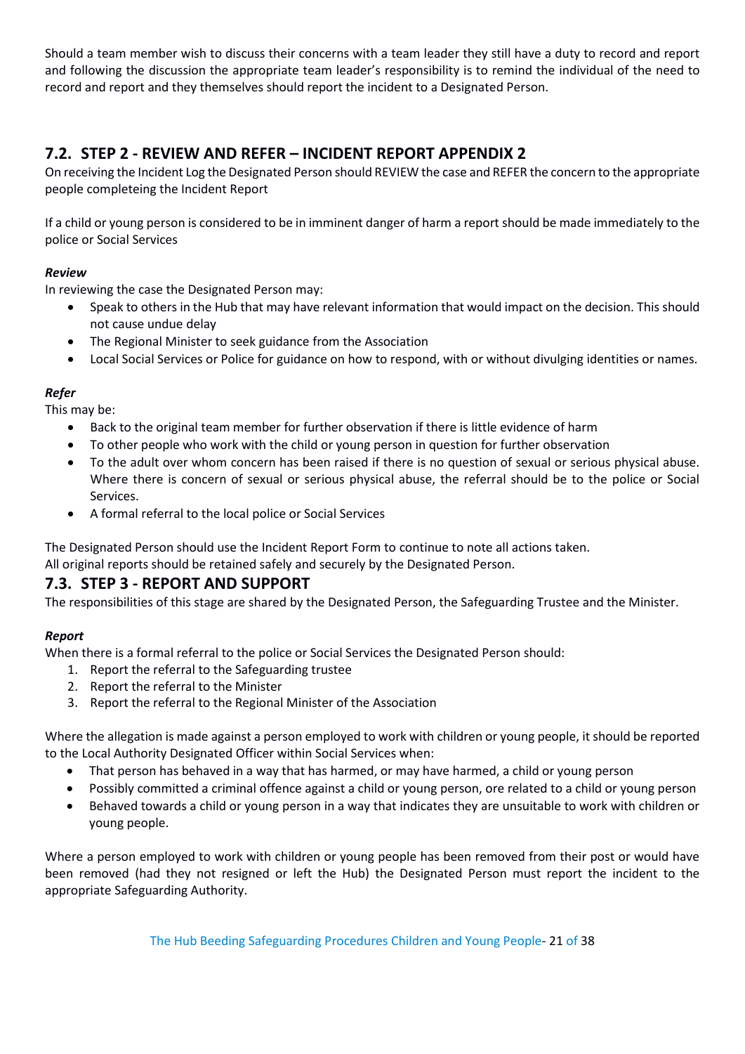Should a team member wish to discuss their concerns with a team leader they still have a duty to record and report and following the discussion the appropriate team leader's responsibility is to remind the individual of the need to record and report and they themselves should report the incident to a Designated Person.

## 7.2. STEP 2 - REVIEW AND REFER – INCIDENT REPORT APPENDIX 2

On receiving the Incident Log the Designated Person should REVIEW the case and REFER the concern to the appropriate people completeing the Incident Report

If a child or young person is considered to be in imminent danger of harm a report should be made immediately to the police or Social Services

***Review***

In reviewing the case the Designated Person may:

- Speak to others in the Hub that may have relevant information that would impact on the decision. This should not cause undue delay
- The Regional Minister to seek guidance from the Association
- Local Social Services or Police for guidance on how to respond, with or without divulging identities or names.

***Refer***

This may be:

- Back to the original team member for further observation if there is little evidence of harm
- To other people who work with the child or young person in question for further observation
- To the adult over whom concern has been raised if there is no question of sexual or serious physical abuse. Where there is concern of sexual or serious physical abuse, the referral should be to the police or Social Services.
- A formal referral to the local police or Social Services

The Designated Person should use the Incident Report Form to continue to note all actions taken.
All original reports should be retained safely and securely by the Designated Person.

## 7.3. STEP 3 - REPORT AND SUPPORT

The responsibilities of this stage are shared by the Designated Person, the Safeguarding Trustee and the Minister.

***Report***

When there is a formal referral to the police or Social Services the Designated Person should:

1. Report the referral to the Safeguarding trustee
2. Report the referral to the Minister
3. Report the referral to the Regional Minister of the Association

Where the allegation is made against a person employed to work with children or young people, it should be reported to the Local Authority Designated Officer within Social Services when:

- That person has behaved in a way that has harmed, or may have harmed, a child or young person
- Possibly committed a criminal offence against a child or young person, ore related to a child or young person
- Behaved towards a child or young person in a way that indicates they are unsuitable to work with children or young people.

Where a person employed to work with children or young people has been removed from their post or would have been removed (had they not resigned or left the Hub) the Designated Person must report the incident to the appropriate Safeguarding Authority.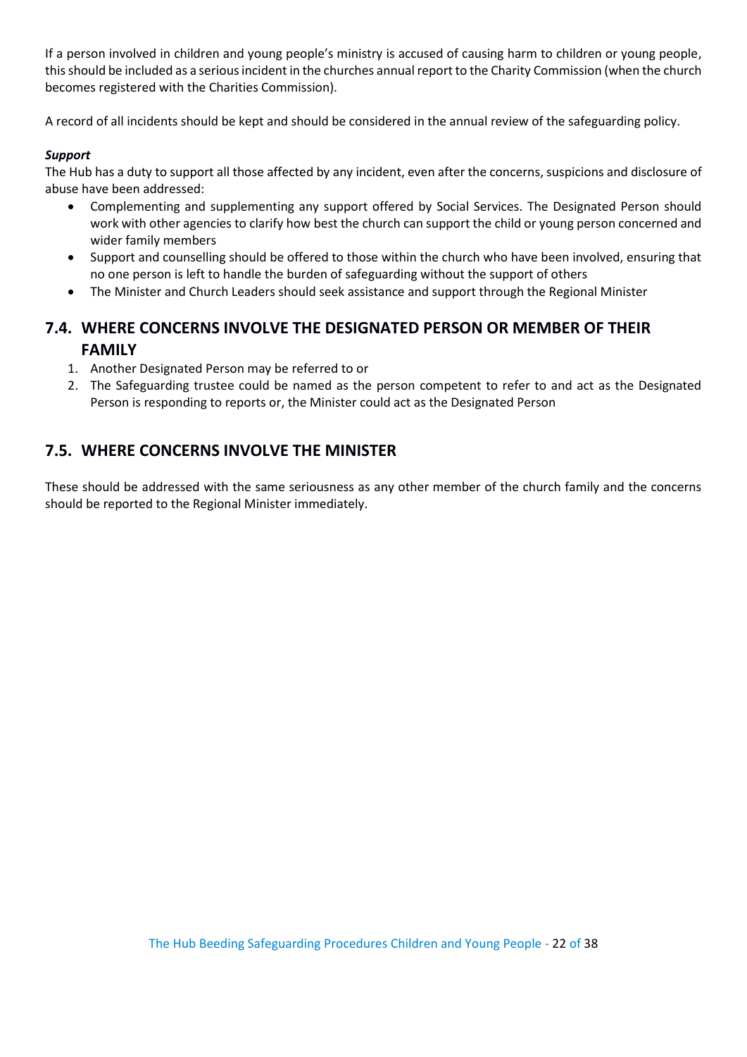If a person involved in children and young people's ministry is accused of causing harm to children or young people, this should be included as a serious incident in the churches annual report to the Charity Commission (when the church becomes registered with the Charities Commission).

A record of all incidents should be kept and should be considered in the annual review of the safeguarding policy.

***Support***

The Hub has a duty to support all those affected by any incident, even after the concerns, suspicions and disclosure of abuse have been addressed:

- Complementing and supplementing any support offered by Social Services. The Designated Person should work with other agencies to clarify how best the church can support the child or young person concerned and wider family members
- Support and counselling should be offered to those within the church who have been involved, ensuring that no one person is left to handle the burden of safeguarding without the support of others
- The Minister and Church Leaders should seek assistance and support through the Regional Minister

## 7.4. WHERE CONCERNS INVOLVE THE DESIGNATED PERSON OR MEMBER OF THEIR FAMILY

1. Another Designated Person may be referred to or
2. The Safeguarding trustee could be named as the person competent to refer to and act as the Designated Person is responding to reports or, the Minister could act as the Designated Person

## 7.5. WHERE CONCERNS INVOLVE THE MINISTER

These should be addressed with the same seriousness as any other member of the church family and the concerns should be reported to the Regional Minister immediately.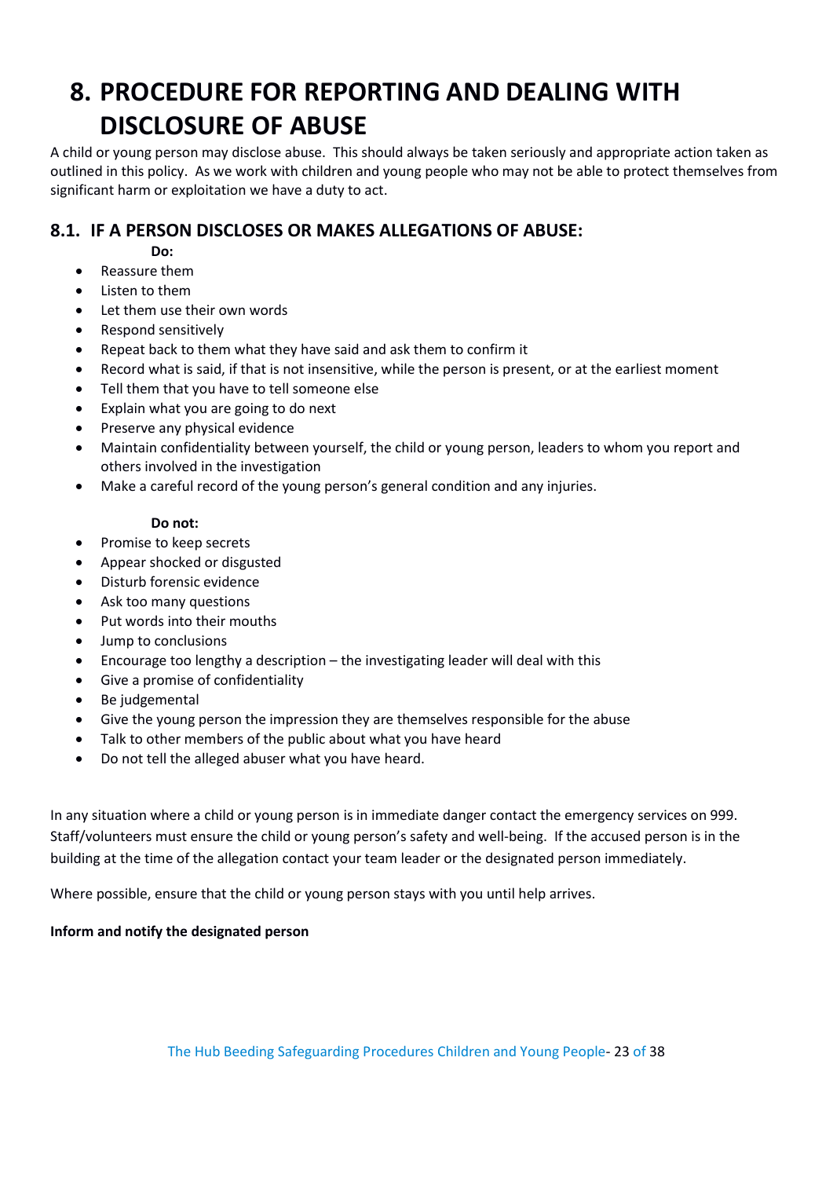# 8. PROCEDURE FOR REPORTING AND DEALING WITH DISCLOSURE OF ABUSE

A child or young person may disclose abuse. This should always be taken seriously and appropriate action taken as outlined in this policy. As we work with children and young people who may not be able to protect themselves from significant harm or exploitation we have a duty to act.

## 8.1. IF A PERSON DISCLOSES OR MAKES ALLEGATIONS OF ABUSE:

**Do:**

- Reassure them
- Listen to them
- Let them use their own words
- Respond sensitively
- Repeat back to them what they have said and ask them to confirm it
- Record what is said, if that is not insensitive, while the person is present, or at the earliest moment
- Tell them that you have to tell someone else
- Explain what you are going to do next
- Preserve any physical evidence
- Maintain confidentiality between yourself, the child or young person, leaders to whom you report and others involved in the investigation
- Make a careful record of the young person's general condition and any injuries.

**Do not:**

- Promise to keep secrets
- Appear shocked or disgusted
- Disturb forensic evidence
- Ask too many questions
- Put words into their mouths
- Jump to conclusions
- Encourage too lengthy a description – the investigating leader will deal with this
- Give a promise of confidentiality
- Be judgemental
- Give the young person the impression they are themselves responsible for the abuse
- Talk to other members of the public about what you have heard
- Do not tell the alleged abuser what you have heard.

In any situation where a child or young person is in immediate danger contact the emergency services on 999. Staff/volunteers must ensure the child or young person's safety and well-being. If the accused person is in the building at the time of the allegation contact your team leader or the designated person immediately.

Where possible, ensure that the child or young person stays with you until help arrives.

**Inform and notify the designated person**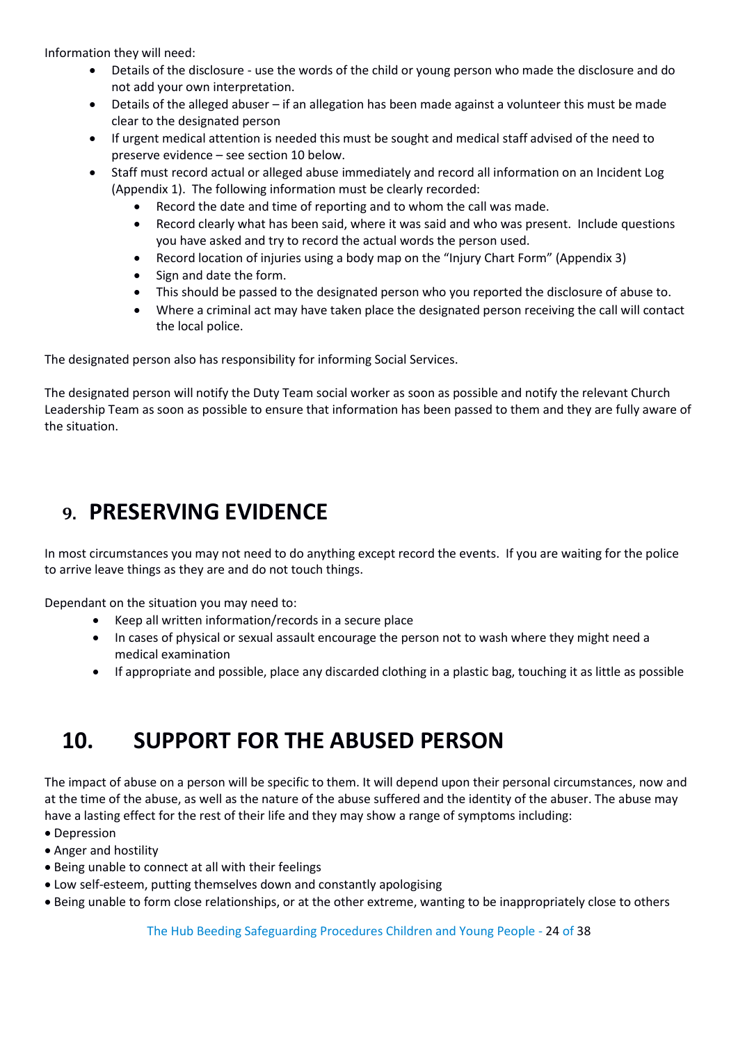Information they will need:

- Details of the disclosure - use the words of the child or young person who made the disclosure and do not add your own interpretation.
- Details of the alleged abuser – if an allegation has been made against a volunteer this must be made clear to the designated person
- If urgent medical attention is needed this must be sought and medical staff advised of the need to preserve evidence – see section 10 below.
- Staff must record actual or alleged abuse immediately and record all information on an Incident Log (Appendix 1). The following information must be clearly recorded:
    - Record the date and time of reporting and to whom the call was made.
    - Record clearly what has been said, where it was said and who was present. Include questions you have asked and try to record the actual words the person used.
    - Record location of injuries using a body map on the "Injury Chart Form" (Appendix 3)
    - Sign and date the form.
    - This should be passed to the designated person who you reported the disclosure of abuse to.
    - Where a criminal act may have taken place the designated person receiving the call will contact the local police.

The designated person also has responsibility for informing Social Services.

The designated person will notify the Duty Team social worker as soon as possible and notify the relevant Church Leadership Team as soon as possible to ensure that information has been passed to them and they are fully aware of the situation.

# 9. PRESERVING EVIDENCE

In most circumstances you may not need to do anything except record the events. If you are waiting for the police to arrive leave things as they are and do not touch things.

Dependant on the situation you may need to:

- Keep all written information/records in a secure place
- In cases of physical or sexual assault encourage the person not to wash where they might need a medical examination
- If appropriate and possible, place any discarded clothing in a plastic bag, touching it as little as possible

# 10. SUPPORT FOR THE ABUSED PERSON

The impact of abuse on a person will be specific to them. It will depend upon their personal circumstances, now and at the time of the abuse, as well as the nature of the abuse suffered and the identity of the abuser. The abuse may have a lasting effect for the rest of their life and they may show a range of symptoms including:

- Depression
- Anger and hostility
- Being unable to connect at all with their feelings
- Low self-esteem, putting themselves down and constantly apologising
- Being unable to form close relationships, or at the other extreme, wanting to be inappropriately close to others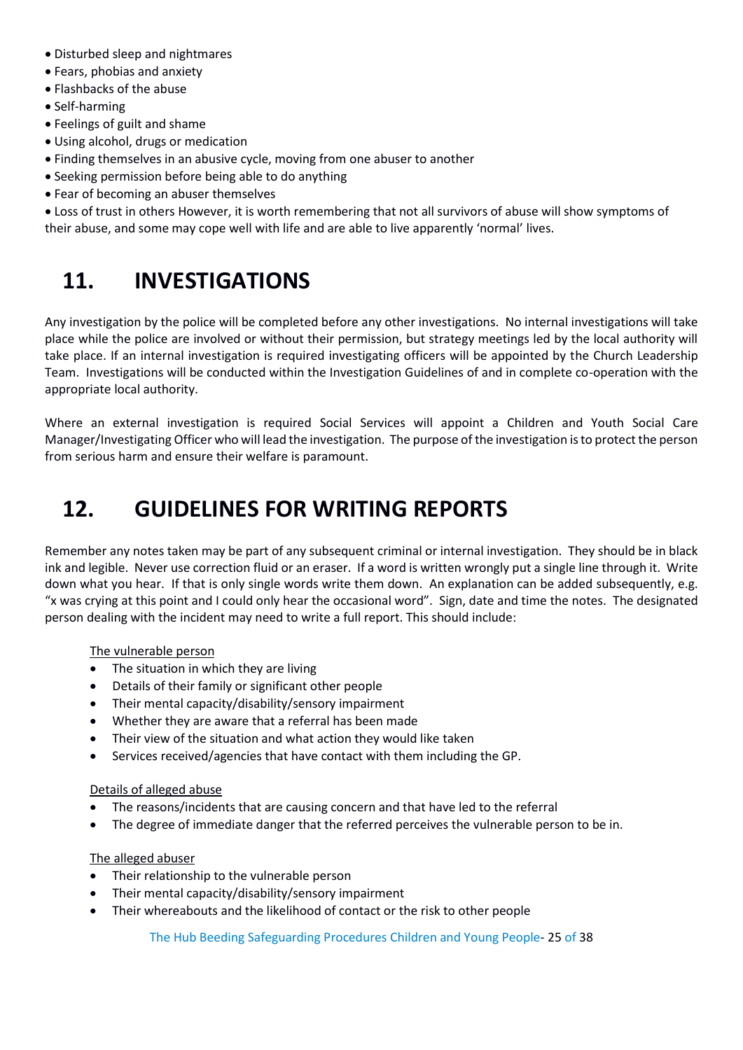- Disturbed sleep and nightmares
- Fears, phobias and anxiety
- Flashbacks of the abuse
- Self-harming
- Feelings of guilt and shame
- Using alcohol, drugs or medication
- Finding themselves in an abusive cycle, moving from one abuser to another
- Seeking permission before being able to do anything
- Fear of becoming an abuser themselves
- Loss of trust in others However, it is worth remembering that not all survivors of abuse will show symptoms of their abuse, and some may cope well with life and are able to live apparently 'normal' lives.

# 11. INVESTIGATIONS

Any investigation by the police will be completed before any other investigations. No internal investigations will take place while the police are involved or without their permission, but strategy meetings led by the local authority will take place. If an internal investigation is required investigating officers will be appointed by the Church Leadership Team. Investigations will be conducted within the Investigation Guidelines of and in complete co-operation with the appropriate local authority.

Where an external investigation is required Social Services will appoint a Children and Youth Social Care Manager/Investigating Officer who will lead the investigation. The purpose of the investigation is to protect the person from serious harm and ensure their welfare is paramount.

# 12. GUIDELINES FOR WRITING REPORTS

Remember any notes taken may be part of any subsequent criminal or internal investigation. They should be in black ink and legible. Never use correction fluid or an eraser. If a word is written wrongly put a single line through it. Write down what you hear. If that is only single words write them down. An explanation can be added subsequently, e.g. "x was crying at this point and I could only hear the occasional word". Sign, date and time the notes. The designated person dealing with the incident may need to write a full report. This should include:

<u>The vulnerable person</u>

- The situation in which they are living
- Details of their family or significant other people
- Their mental capacity/disability/sensory impairment
- Whether they are aware that a referral has been made
- Their view of the situation and what action they would like taken
- Services received/agencies that have contact with them including the GP.

<u>Details of alleged abuse</u>

- The reasons/incidents that are causing concern and that have led to the referral
- The degree of immediate danger that the referred perceives the vulnerable person to be in.

<u>The alleged abuser</u>

- Their relationship to the vulnerable person
- Their mental capacity/disability/sensory impairment
- Their whereabouts and the likelihood of contact or the risk to other people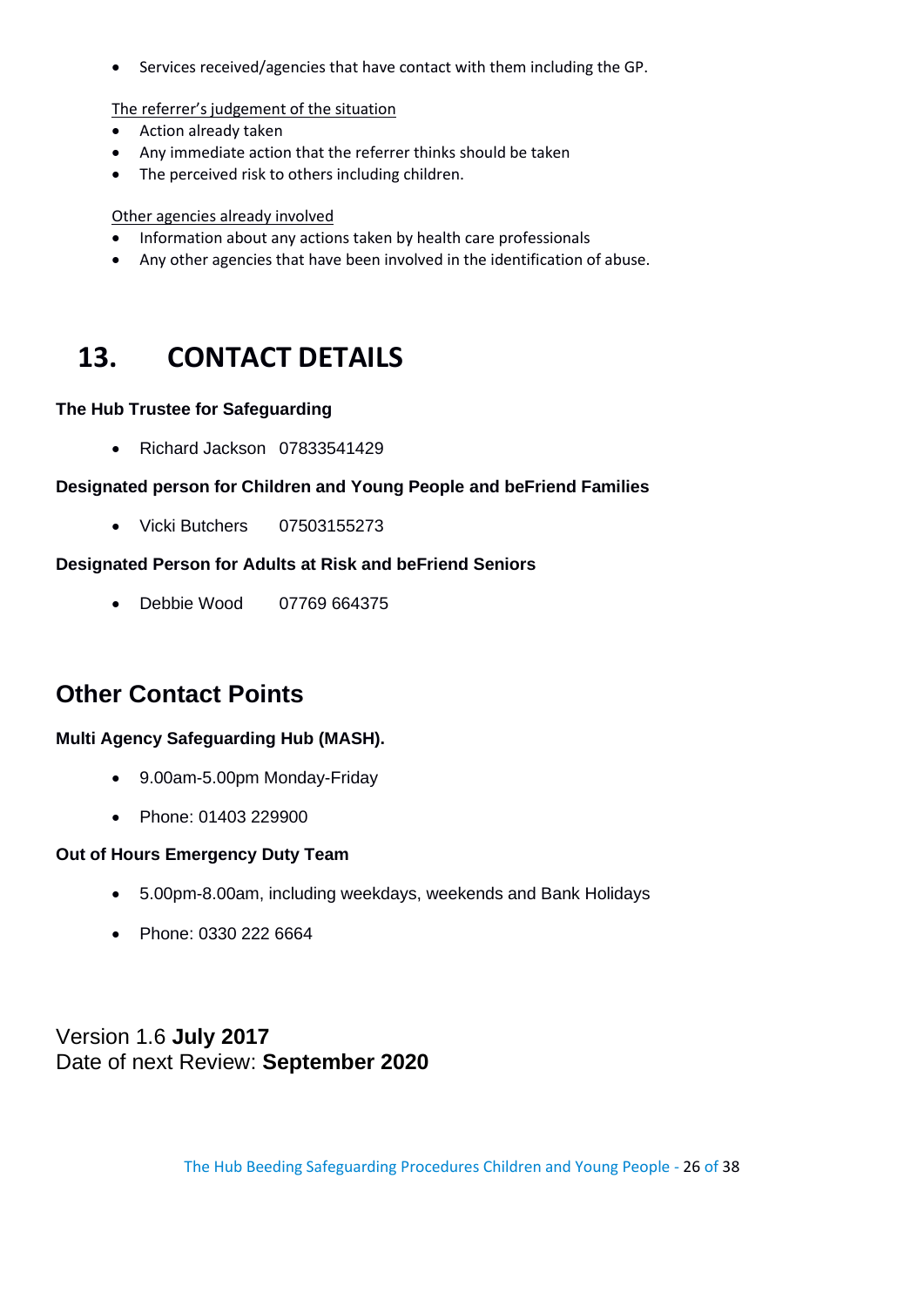- Services received/agencies that have contact with them including the GP.

The referrer's judgement of the situation

- Action already taken
- Any immediate action that the referrer thinks should be taken
- The perceived risk to others including children.

Other agencies already involved

- Information about any actions taken by health care professionals
- Any other agencies that have been involved in the identification of abuse.

# 13. CONTACT DETAILS

**The Hub Trustee for Safeguarding**

- Richard Jackson 07833541429

**Designated person for Children and Young People and beFriend Families**

- Vicki Butchers 07503155273

**Designated Person for Adults at Risk and beFriend Seniors**

- Debbie Wood 07769 664375

## Other Contact Points

**Multi Agency Safeguarding Hub (MASH).**

- 9.00am-5.00pm Monday-Friday
- Phone: 01403 229900

**Out of Hours Emergency Duty Team**

- 5.00pm-8.00am, including weekdays, weekends and Bank Holidays
- Phone: 0330 222 6664

Version 1.6 **July 2017**
Date of next Review: **September 2020**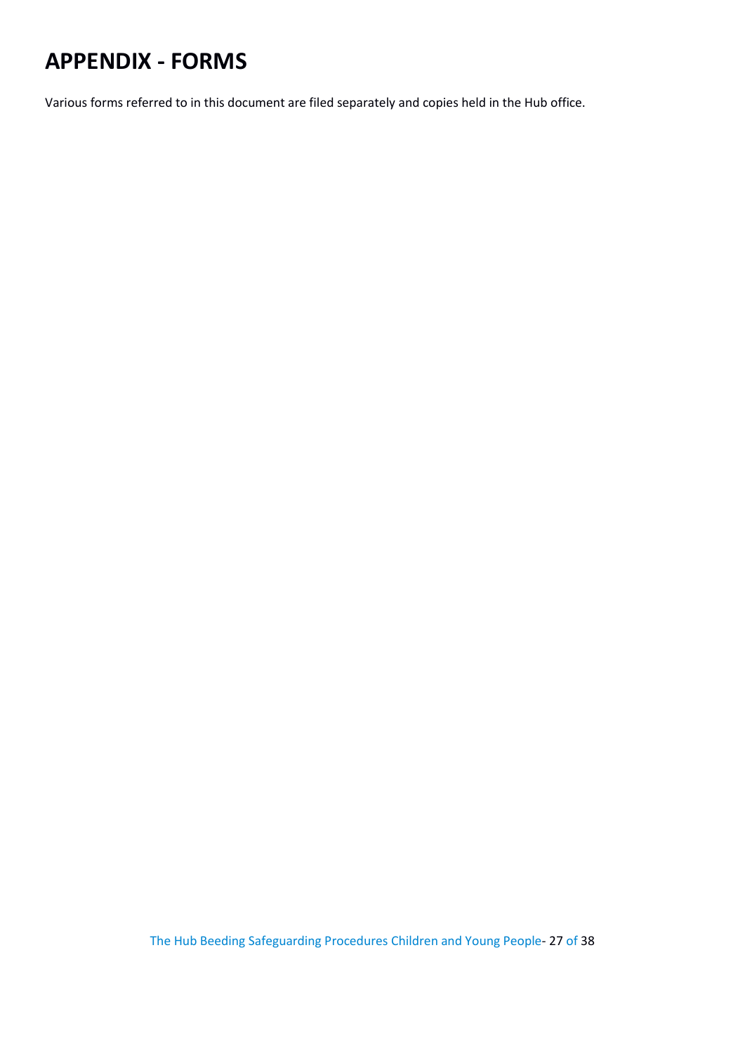# APPENDIX - FORMS

Various forms referred to in this document are filed separately and copies held in the Hub office.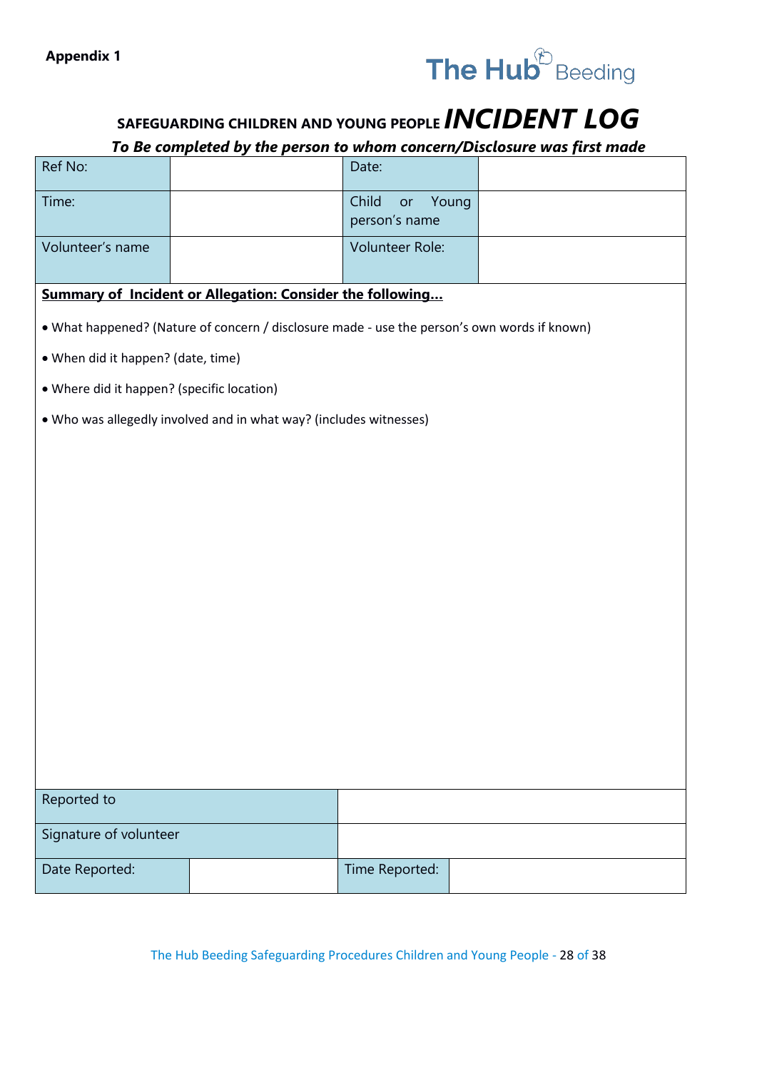**Appendix 1**

The Hub Beeding

# SAFEGUARDING CHILDREN AND YOUNG PEOPLE *INCIDENT LOG*

***To Be completed by the person to whom concern/Disclosure was first made***

| Ref No: | | Date: | |
|---|---|---|---|
| Time: | | Child or Young person's name | |
| Volunteer's name | | Volunteer Role: | |

**<u>Summary of Incident or Allegation: Consider the following…</u>**

- What happened? (Nature of concern / disclosure made - use the person's own words if known)
- When did it happen? (date, time)
- Where did it happen? (specific location)
- Who was allegedly involved and in what way? (includes witnesses)

| Reported to | | | |
|---|---|---|---|
| Signature of volunteer | | | |
| Date Reported: | | Time Reported: | |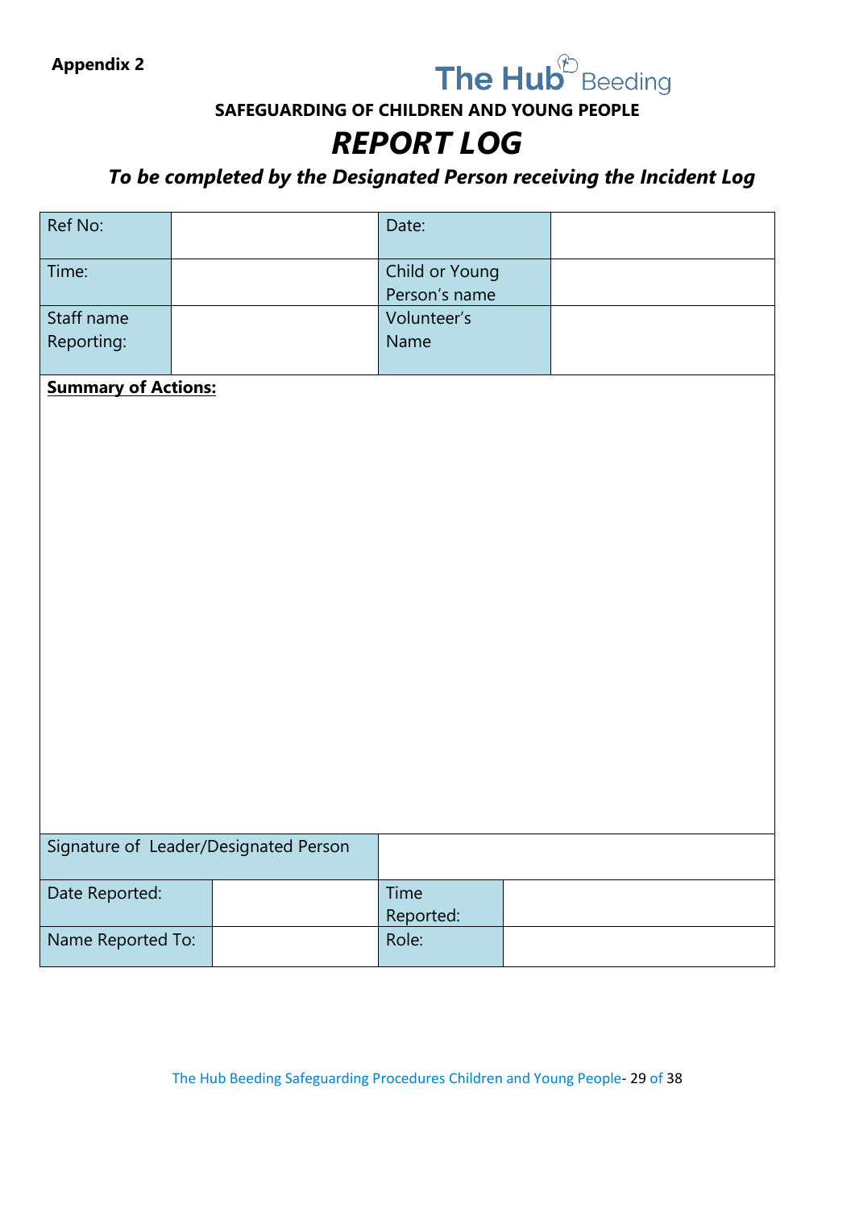**Appendix 2**

The Hub Beeding

**SAFEGUARDING OF CHILDREN AND YOUNG PEOPLE**

# ***REPORT LOG***

***To be completed by the Designated Person receiving the Incident Log***

| Ref No: | | Date: | |
|---|---|---|---|
| Time: | | Child or Young Person's name | |
| Staff name Reporting: | | Volunteer's Name | |

**Summary of Actions:**

| Signature of Leader/Designated Person | |
|---|---|

| Date Reported: | | Time Reported: | |
|---|---|---|---|
| Name Reported To: | | Role: | |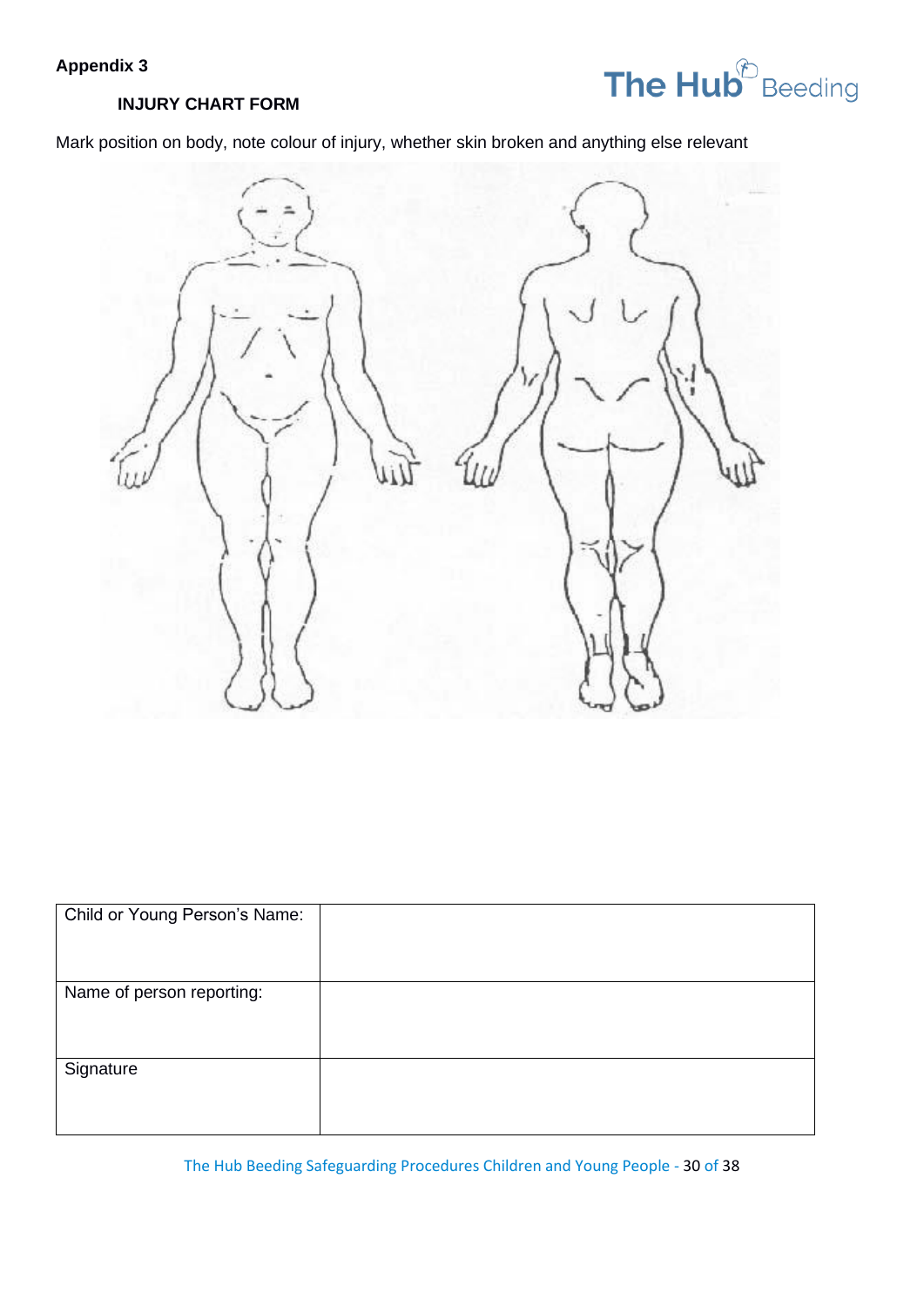**Appendix 3**

**INJURY CHART FORM**

Mark position on body, note colour of injury, whether skin broken and anything else relevant

| Child or Young Person's Name: | |
|---|---|
| Name of person reporting: | |
| Signature | |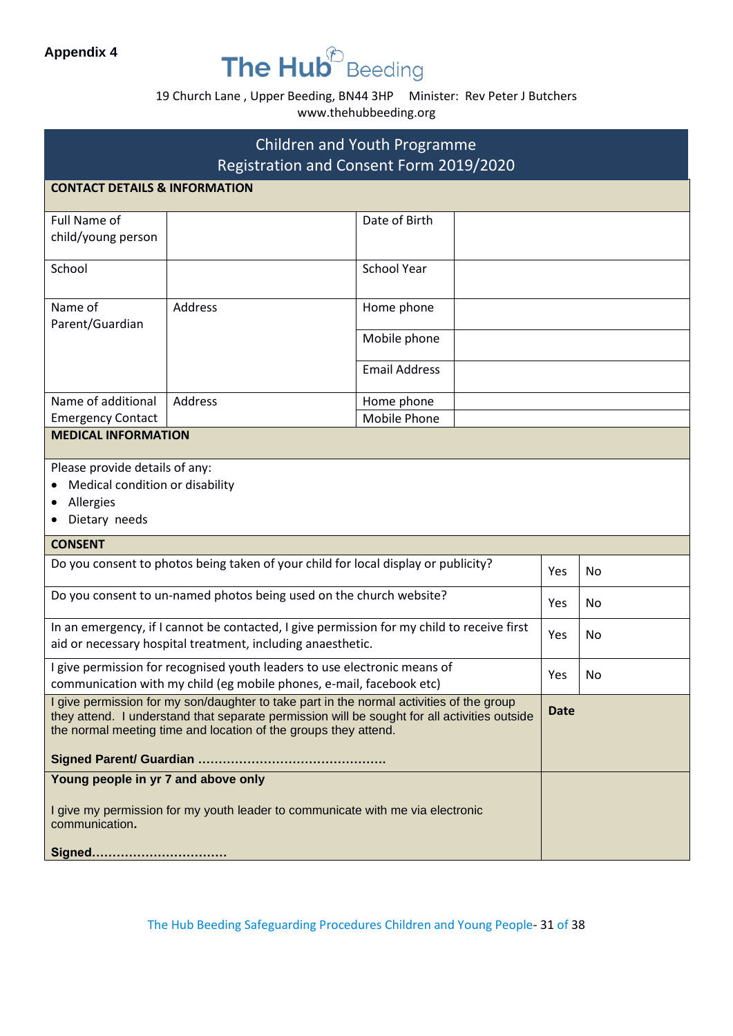**Appendix 4**

# The Hub Beeding

19 Church Lane , Upper Beeding, BN44 3HP    Minister: Rev Peter J Butchers
www.thehubbeeding.org

## Children and Youth Programme
## Registration and Consent Form 2019/2020

**CONTACT DETAILS & INFORMATION**

| Full Name of child/young person | | Date of Birth | |
|---|---|---|---|
| School | | School Year | |
| Name of Parent/Guardian | Address | Home phone | |
| | | Mobile phone | |
| | | Email Address | |
| Name of additional Emergency Contact | Address | Home phone | |
| | | Mobile Phone | |

**MEDICAL INFORMATION**

Please provide details of any:

- Medical condition or disability
- Allergies
- Dietary needs

**CONSENT**

| | | |
|---|---|---|
| Do you consent to photos being taken of your child for local display or publicity? | Yes | No |
| Do you consent to un-named photos being used on the church website? | Yes | No |
| In an emergency, if I cannot be contacted, I give permission for my child to receive first aid or necessary hospital treatment, including anaesthetic. | Yes | No |
| I give permission for recognised youth leaders to use electronic means of communication with my child (eg mobile phones, e-mail, facebook etc) | Yes | No |
| I give permission for my son/daughter to take part in the normal activities of the group they attend. I understand that separate permission will be sought for all activities outside the normal meeting time and location of the groups they attend. **Signed Parent/ Guardian ……………………………………….** | **Date** | |
| **Young people in yr 7 and above only** I give my permission for my youth leader to communicate with me via electronic communication. **Signed……………………………** | | |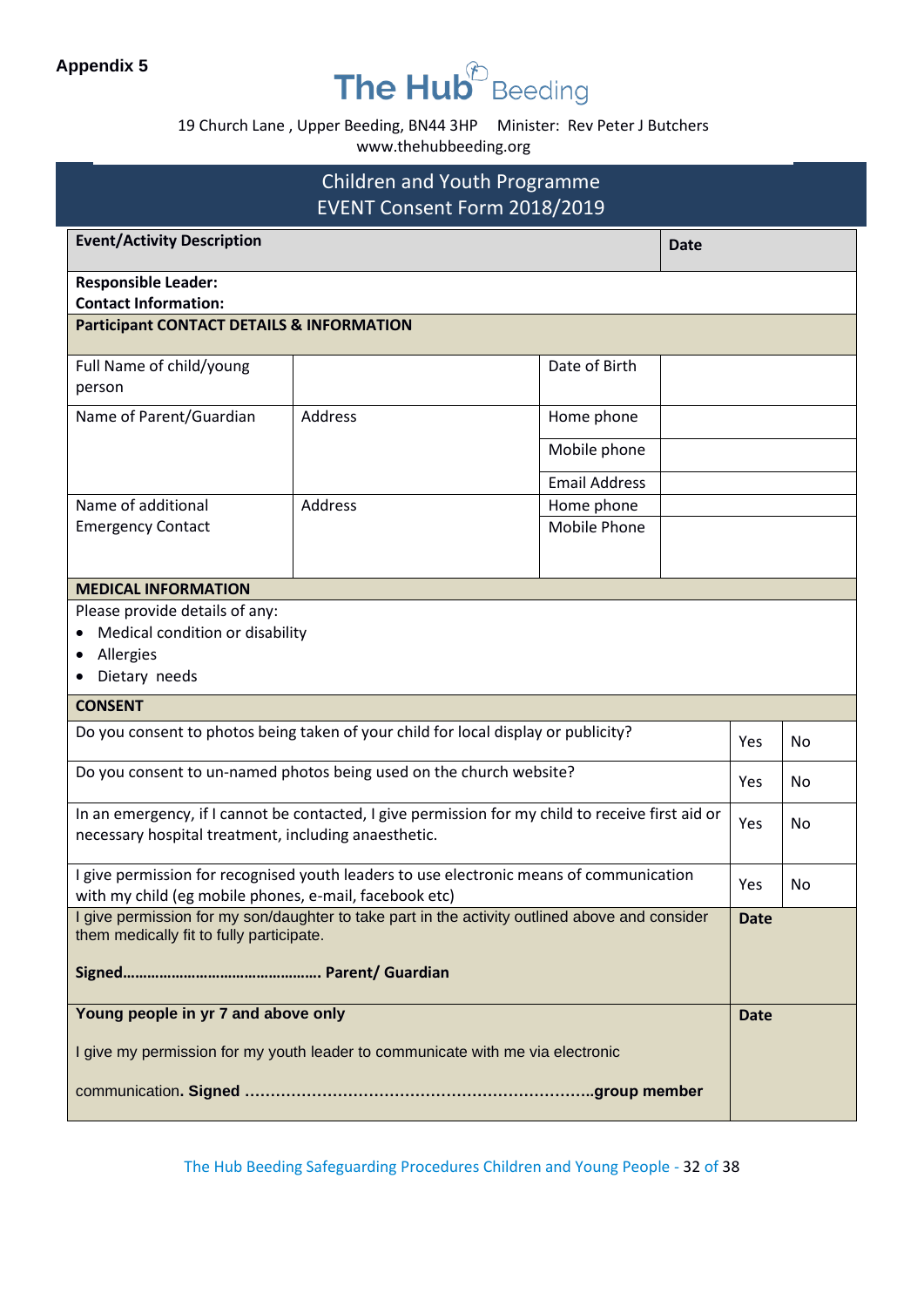**Appendix 5**

# The Hub Beeding

19 Church Lane , Upper Beeding, BN44 3HP     Minister: Rev Peter J Butchers
www.thehubbeeding.org

## Children and Youth Programme
## EVENT Consent Form 2018/2019

| **Event/Activity Description** | | | **Date** | |
|---|---|---|---|---|
| **Responsible Leader:**<br>**Contact Information:** | | | | |
| **Participant CONTACT DETAILS & INFORMATION** | | | | |
| Full Name of child/young person | | Date of Birth | | |
| Name of Parent/Guardian | Address | Home phone | | |
| | | Mobile phone | | |
| | | Email Address | | |
| Name of additional Emergency Contact | Address | Home phone | | |
| | | Mobile Phone | | |
| **MEDICAL INFORMATION** | | | | |
| Please provide details of any:<br>• Medical condition or disability<br>• Allergies<br>• Dietary needs | | | | |
| **CONSENT** | | | | |
| Do you consent to photos being taken of your child for local display or publicity? | | | Yes | No |
| Do you consent to un-named photos being used on the church website? | | | Yes | No |
| In an emergency, if I cannot be contacted, I give permission for my child to receive first aid or necessary hospital treatment, including anaesthetic. | | | Yes | No |
| I give permission for recognised youth leaders to use electronic means of communication with my child (eg mobile phones, e-mail, facebook etc) | | | Yes | No |
| I give permission for my son/daughter to take part in the activity outlined above and consider them medically fit to fully participate.<br><br>**Signed………………………………………… Parent/ Guardian** | | | **Date** | |
| **Young people in yr 7 and above only**<br><br>I give my permission for my youth leader to communicate with me via electronic communication**. Signed ……………………………………………………………group member** | | | **Date** | |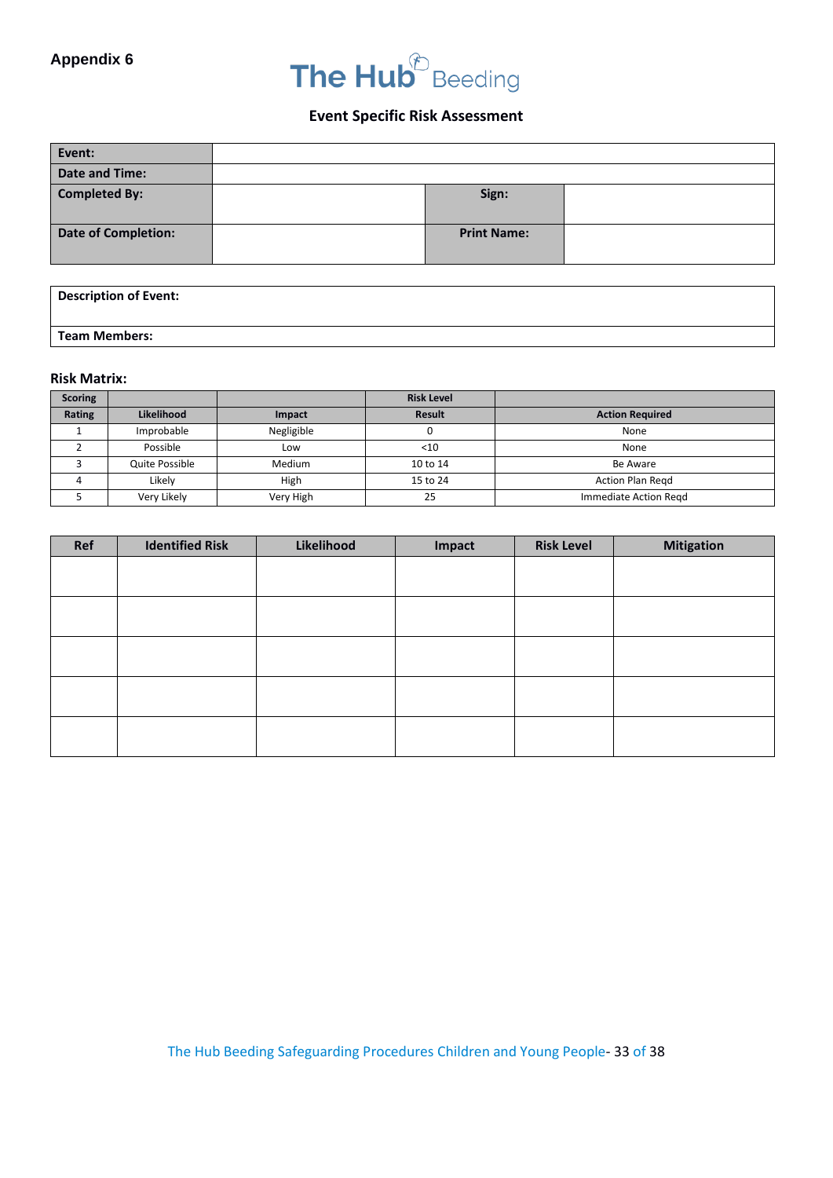**Appendix 6**

# The Hub Beeding

## Event Specific Risk Assessment

| **Event:** | | | |
|---|---|---|---|
| **Date and Time:** | | | |
| **Completed By:** | | **Sign:** | |
| **Date of Completion:** | | **Print Name:** | |

| **Description of Event:** |
|---|
| **Team Members:** |

### Risk Matrix:

| **Scoring** | | | **Risk Level** | |
|---|---|---|---|---|
| **Rating** | **Likelihood** | **Impact** | **Result** | **Action Required** |
| 1 | Improbable | Negligible | 0 | None |
| 2 | Possible | Low | <10 | None |
| 3 | Quite Possible | Medium | 10 to 14 | Be Aware |
| 4 | Likely | High | 15 to 24 | Action Plan Reqd |
| 5 | Very Likely | Very High | 25 | Immediate Action Reqd |

| **Ref** | **Identified Risk** | **Likelihood** | **Impact** | **Risk Level** | **Mitigation** |
|---|---|---|---|---|---|
| | | | | | |
| | | | | | |
| | | | | | |
| | | | | | |
| | | | | | |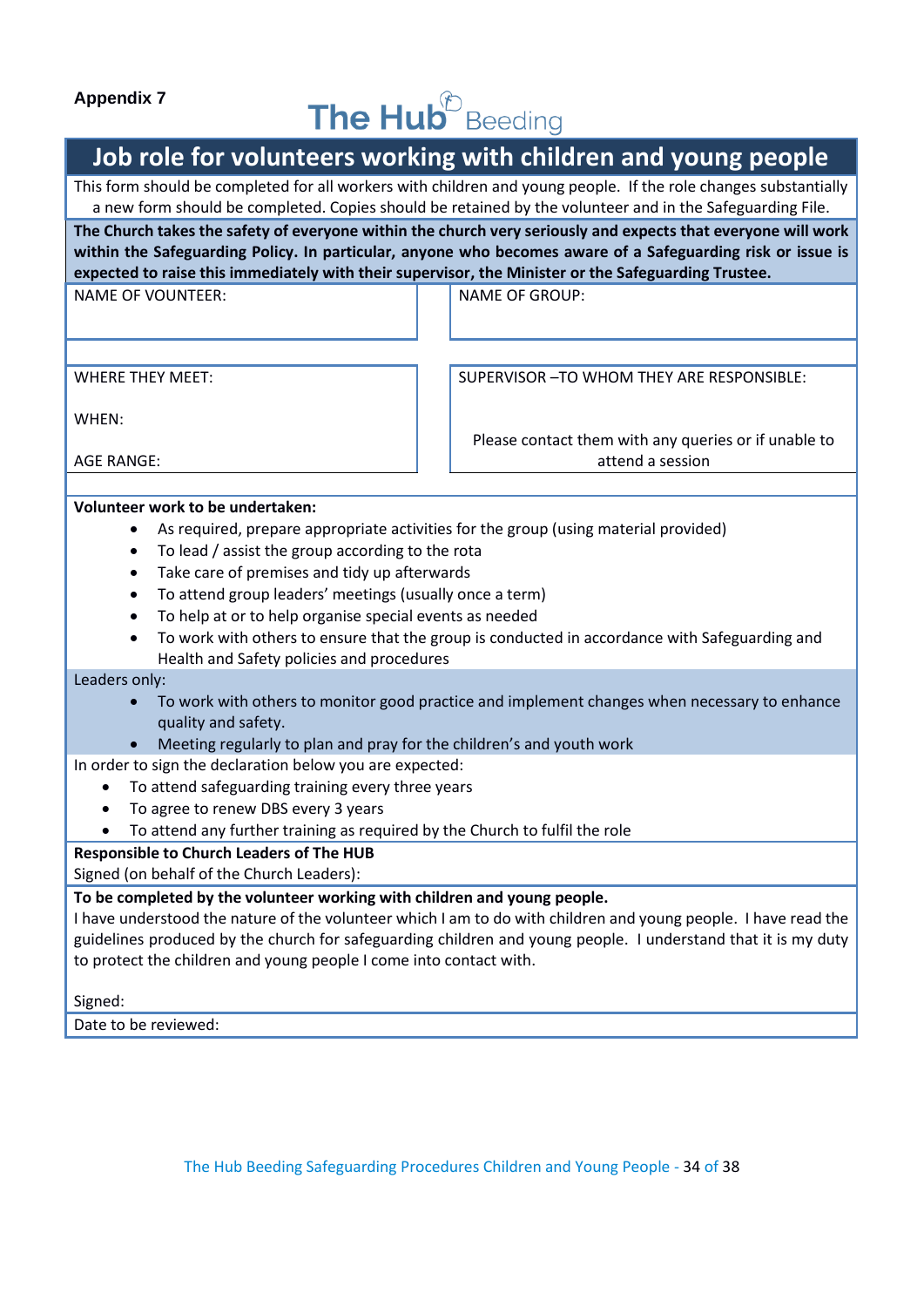Appendix 7

The Hub Beeding

# Job role for volunteers working with children and young people

This form should be completed for all workers with children and young people. If the role changes substantially a new form should be completed. Copies should be retained by the volunteer and in the Safeguarding File.

**The Church takes the safety of everyone within the church very seriously and expects that everyone will work within the Safeguarding Policy. In particular, anyone who becomes aware of a Safeguarding risk or issue is expected to raise this immediately with their supervisor, the Minister or the Safeguarding Trustee.**

| NAME OF VOUNTEER: | NAME OF GROUP: |
|---|---|
| WHERE THEY MEET:<br><br>WHEN:<br><br>AGE RANGE: | SUPERVISOR –TO WHOM THEY ARE RESPONSIBLE:<br><br>Please contact them with any queries or if unable to attend a session |

**Volunteer work to be undertaken:**

- As required, prepare appropriate activities for the group (using material provided)
- To lead / assist the group according to the rota
- Take care of premises and tidy up afterwards
- To attend group leaders' meetings (usually once a term)
- To help at or to help organise special events as needed
- To work with others to ensure that the group is conducted in accordance with Safeguarding and Health and Safety policies and procedures

Leaders only:

- To work with others to monitor good practice and implement changes when necessary to enhance quality and safety.
- Meeting regularly to plan and pray for the children's and youth work

In order to sign the declaration below you are expected:

- To attend safeguarding training every three years
- To agree to renew DBS every 3 years
- To attend any further training as required by the Church to fulfil the role

**Responsible to Church Leaders of The HUB**

Signed (on behalf of the Church Leaders):

**To be completed by the volunteer working with children and young people.**

I have understood the nature of the volunteer which I am to do with children and young people. I have read the guidelines produced by the church for safeguarding children and young people. I understand that it is my duty to protect the children and young people I come into contact with.

Signed:

Date to be reviewed: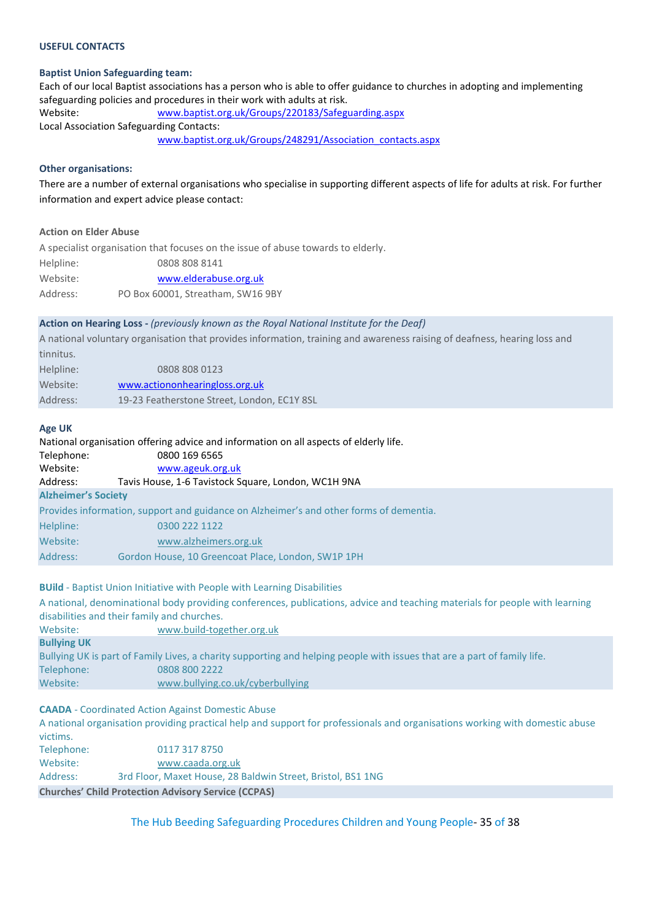**USEFUL CONTACTS**

**Baptist Union Safeguarding team:**

Each of our local Baptist associations has a person who is able to offer guidance to churches in adopting and implementing safeguarding policies and procedures in their work with adults at risk.

Website: www.baptist.org.uk/Groups/220183/Safeguarding.aspx

Local Association Safeguarding Contacts:

www.baptist.org.uk/Groups/248291/Association_contacts.aspx

**Other organisations:**

There are a number of external organisations who specialise in supporting different aspects of life for adults at risk. For further information and expert advice please contact:

**Action on Elder Abuse**

A specialist organisation that focuses on the issue of abuse towards to elderly.

Helpline: 0808 808 8141
Website: www.elderabuse.org.uk
Address: PO Box 60001, Streatham, SW16 9BY

**Action on Hearing Loss -** *(previously known as the Royal National Institute for the Deaf)*

A national voluntary organisation that provides information, training and awareness raising of deafness, hearing loss and tinnitus.

Helpline: 0808 808 0123
Website: www.actiononhearingloss.org.uk
Address: 19-23 Featherstone Street, London, EC1Y 8SL

**Age UK**

National organisation offering advice and information on all aspects of elderly life.

Telephone: 0800 169 6565
Website: www.ageuk.org.uk
Address: Tavis House, 1-6 Tavistock Square, London, WC1H 9NA

**Alzheimer's Society**

Provides information, support and guidance on Alzheimer's and other forms of dementia.

Helpline: 0300 222 1122
Website: www.alzheimers.org.uk
Address: Gordon House, 10 Greencoat Place, London, SW1P 1PH

**BUild** - Baptist Union Initiative with People with Learning Disabilities

A national, denominational body providing conferences, publications, advice and teaching materials for people with learning disabilities and their family and churches.

Website: www.build-together.org.uk

**Bullying UK**

Bullying UK is part of Family Lives, a charity supporting and helping people with issues that are a part of family life.

Telephone: 0808 800 2222
Website: www.bullying.co.uk/cyberbullying

**CAADA** - Coordinated Action Against Domestic Abuse

A national organisation providing practical help and support for professionals and organisations working with domestic abuse victims.

Telephone: 0117 317 8750
Website: www.caada.org.uk
Address: 3rd Floor, Maxet House, 28 Baldwin Street, Bristol, BS1 1NG

**Churches' Child Protection Advisory Service (CCPAS)**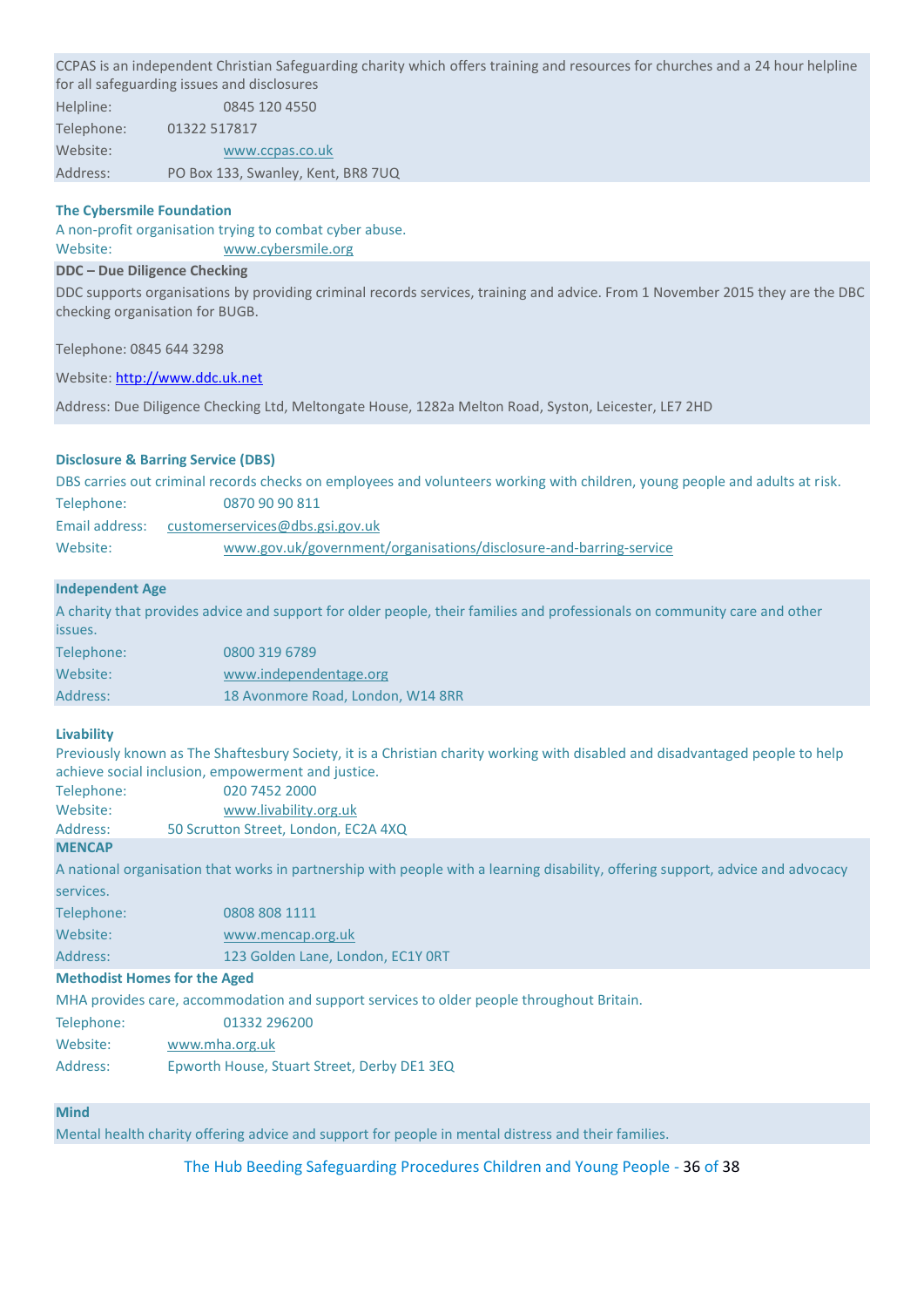CCPAS is an independent Christian Safeguarding charity which offers training and resources for churches and a 24 hour helpline for all safeguarding issues and disclosures

Helpline: 0845 120 4550

Telephone: 01322 517817

Website: www.ccpas.co.uk

Address: PO Box 133, Swanley, Kent, BR8 7UQ

**The Cybersmile Foundation**

A non-profit organisation trying to combat cyber abuse.

Website: www.cybersmile.org

**DDC – Due Diligence Checking**

DDC supports organisations by providing criminal records services, training and advice. From 1 November 2015 they are the DBC checking organisation for BUGB.

Telephone: 0845 644 3298

Website: http://www.ddc.uk.net

Address: Due Diligence Checking Ltd, Meltongate House, 1282a Melton Road, Syston, Leicester, LE7 2HD

**Disclosure & Barring Service (DBS)**

DBS carries out criminal records checks on employees and volunteers working with children, young people and adults at risk.

Telephone: 0870 90 90 811

Email address: customerservices@dbs.gsi.gov.uk

Website: www.gov.uk/government/organisations/disclosure-and-barring-service

**Independent Age**

A charity that provides advice and support for older people, their families and professionals on community care and other issues.

Telephone: 0800 319 6789

Website: www.independentage.org

Address: 18 Avonmore Road, London, W14 8RR

**Livability**

Previously known as The Shaftesbury Society, it is a Christian charity working with disabled and disadvantaged people to help achieve social inclusion, empowerment and justice.

Telephone: 020 7452 2000

Website: www.livability.org.uk

Address: 50 Scrutton Street, London, EC2A 4XQ

**MENCAP**

A national organisation that works in partnership with people with a learning disability, offering support, advice and advocacy services.

Telephone: 0808 808 1111

Website: www.mencap.org.uk

Address: 123 Golden Lane, London, EC1Y 0RT

**Methodist Homes for the Aged**

MHA provides care, accommodation and support services to older people throughout Britain.

Telephone: 01332 296200

Website: www.mha.org.uk

Address: Epworth House, Stuart Street, Derby DE1 3EQ

**Mind**

Mental health charity offering advice and support for people in mental distress and their families.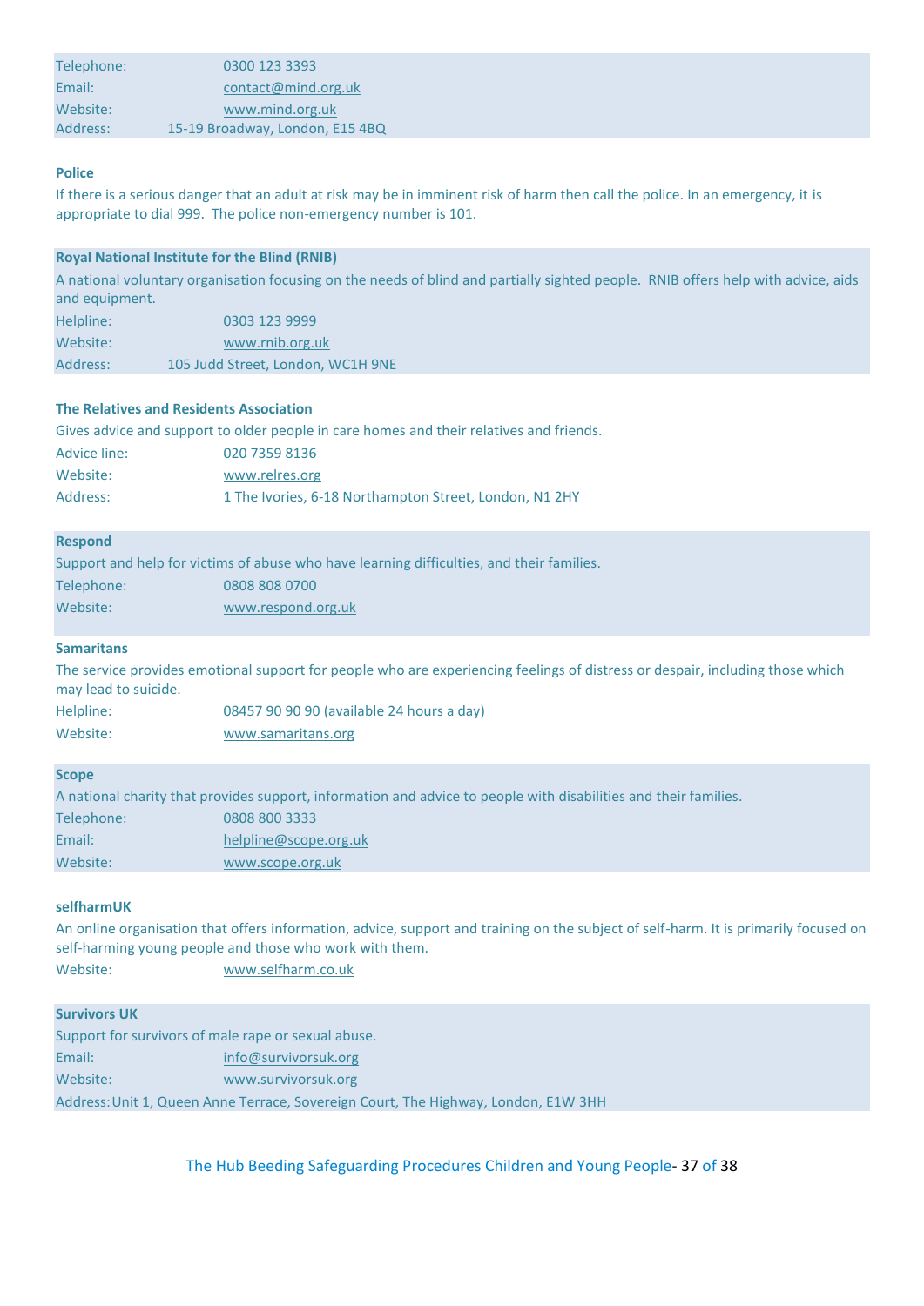Telephone: 0300 123 3393
Email: contact@mind.org.uk
Website: www.mind.org.uk
Address: 15-19 Broadway, London, E15 4BQ

**Police**

If there is a serious danger that an adult at risk may be in imminent risk of harm then call the police. In an emergency, it is appropriate to dial 999. The police non-emergency number is 101.

**Royal National Institute for the Blind (RNIB)**

A national voluntary organisation focusing on the needs of blind and partially sighted people. RNIB offers help with advice, aids and equipment.

Helpline: 0303 123 9999
Website: www.rnib.org.uk
Address: 105 Judd Street, London, WC1H 9NE

**The Relatives and Residents Association**

Gives advice and support to older people in care homes and their relatives and friends.

Advice line: 020 7359 8136
Website: www.relres.org
Address: 1 The Ivories, 6-18 Northampton Street, London, N1 2HY

**Respond**

Support and help for victims of abuse who have learning difficulties, and their families.

Telephone: 0808 808 0700
Website: www.respond.org.uk

**Samaritans**

The service provides emotional support for people who are experiencing feelings of distress or despair, including those which may lead to suicide.

Helpline: 08457 90 90 90 (available 24 hours a day)
Website: www.samaritans.org

**Scope**

A national charity that provides support, information and advice to people with disabilities and their families.

Telephone: 0808 800 3333
Email: helpline@scope.org.uk
Website: www.scope.org.uk

**selfharmUK**

An online organisation that offers information, advice, support and training on the subject of self-harm. It is primarily focused on self-harming young people and those who work with them.

Website: www.selfharm.co.uk

**Survivors UK**

Support for survivors of male rape or sexual abuse.

Email: info@survivorsuk.org
Website: www.survivorsuk.org
Address: Unit 1, Queen Anne Terrace, Sovereign Court, The Highway, London, E1W 3HH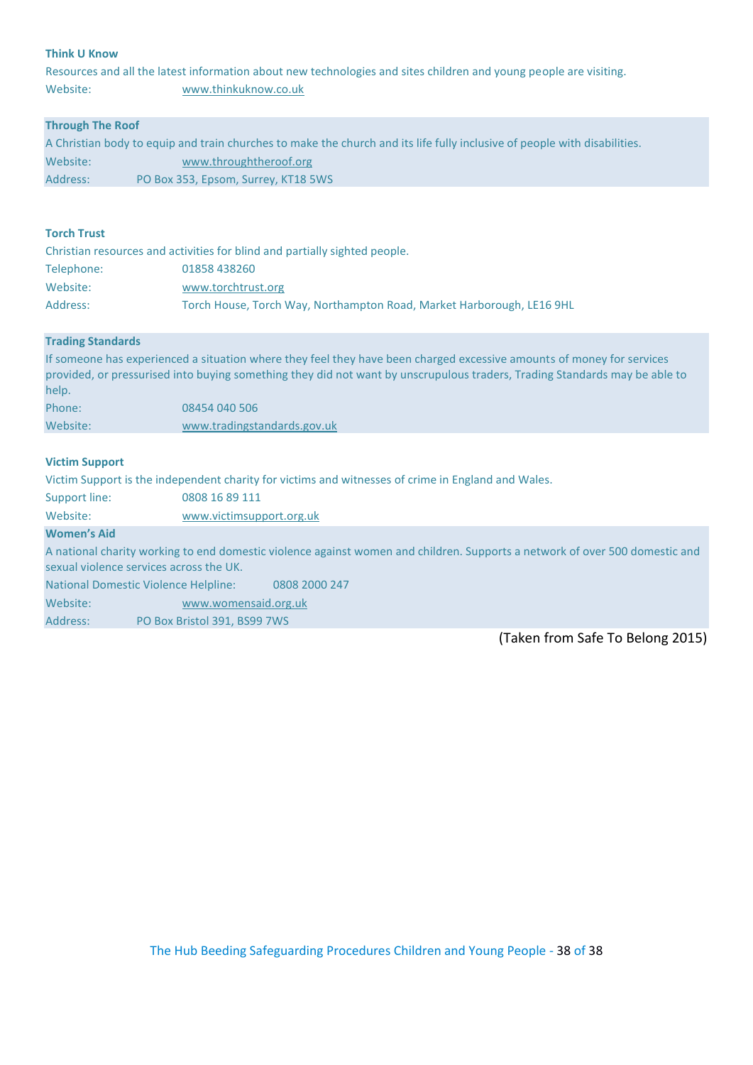**Think U Know**

Resources and all the latest information about new technologies and sites children and young people are visiting.

Website: www.thinkuknow.co.uk

**Through The Roof**

A Christian body to equip and train churches to make the church and its life fully inclusive of people with disabilities.

Website: www.throughtheroof.org

Address: PO Box 353, Epsom, Surrey, KT18 5WS

**Torch Trust**

Christian resources and activities for blind and partially sighted people.

Telephone: 01858 438260

Website: www.torchtrust.org

Address: Torch House, Torch Way, Northampton Road, Market Harborough, LE16 9HL

**Trading Standards**

If someone has experienced a situation where they feel they have been charged excessive amounts of money for services provided, or pressurised into buying something they did not want by unscrupulous traders, Trading Standards may be able to help.

Phone: 08454 040 506

Website: www.tradingstandards.gov.uk

**Victim Support**

Victim Support is the independent charity for victims and witnesses of crime in England and Wales.

Support line: 0808 16 89 111

Website: www.victimsupport.org.uk

**Women's Aid**

A national charity working to end domestic violence against women and children. Supports a network of over 500 domestic and sexual violence services across the UK.

National Domestic Violence Helpline: 0808 2000 247

Website: www.womensaid.org.uk

Address: PO Box Bristol 391, BS99 7WS

(Taken from Safe To Belong 2015)